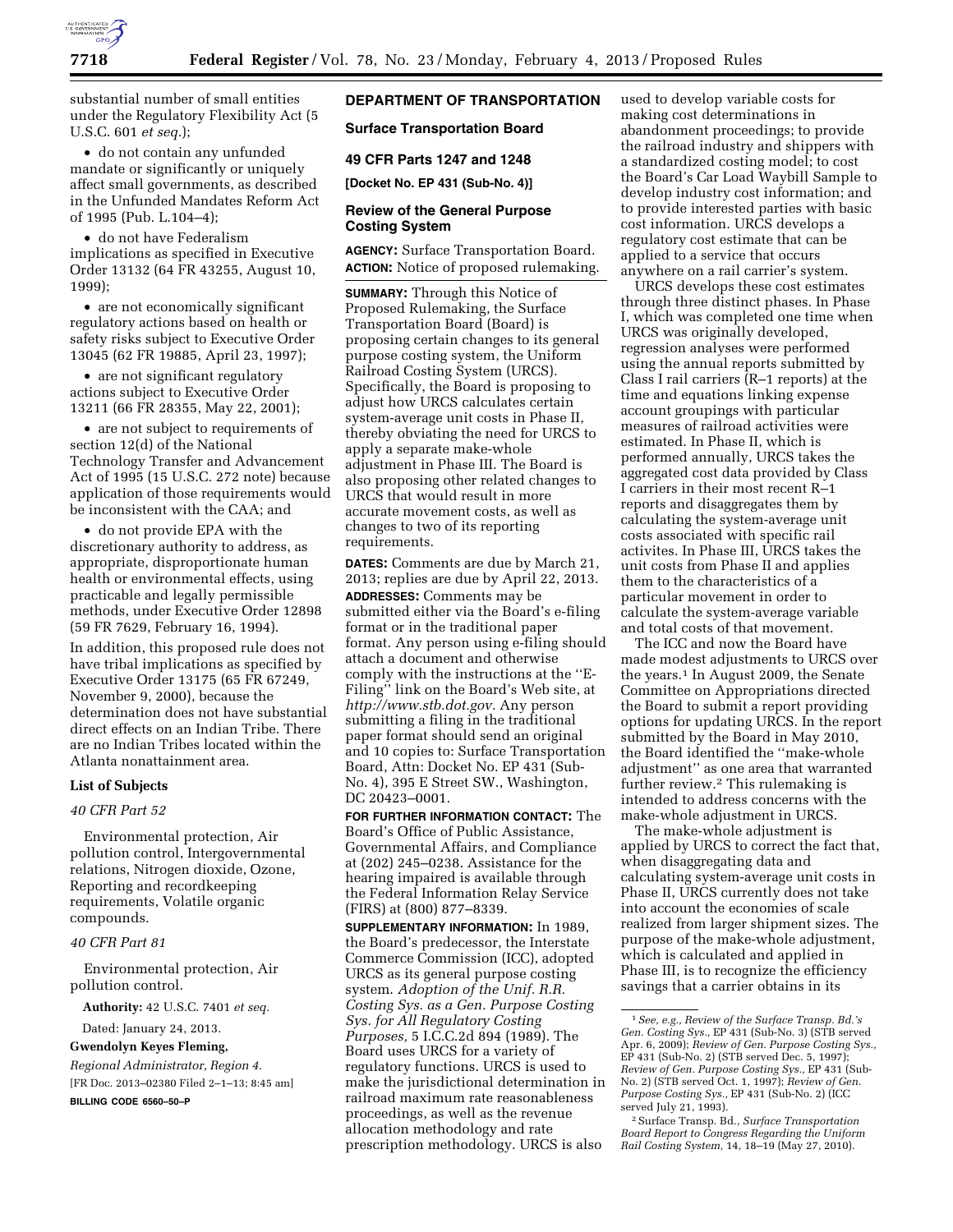substantial number of small entities under the Regulatory Flexibility Act (5 U.S.C. 601 *et seq.*);

- do not contain any unfunded mandate or significantly or uniquely affect small governments, as described in the Unfunded Mandates Reform Act of 1995 (Pub. L.104–4);
- do not have Federalism implications as specified in Executive Order 13132 (64 FR 43255, August 10, 1999);
- are not economically significant regulatory actions based on health or safety risks subject to Executive Order 13045 (62 FR 19885, April 23, 1997);
- are not significant regulatory actions subject to Executive Order 13211 (66 FR 28355, May 22, 2001);
- are not subject to requirements of section 12(d) of the National Technology Transfer and Advancement Act of 1995 (15 U.S.C. 272 note) because application of those requirements would be inconsistent with the CAA; and
- do not provide EPA with the discretionary authority to address, as appropriate, disproportionate human health or environmental effects, using practicable and legally permissible methods, under Executive Order 12898 (59 FR 7629, February 16, 1994).

In addition, this proposed rule does not have tribal implications as specified by Executive Order 13175 (65 FR 67249, November 9, 2000), because the determination does not have substantial direct effects on an Indian Tribe. There are no Indian Tribes located within the Atlanta nonattainment area.

## List of Subjects

### 40 CFR Part 52

Environmental protection, Air pollution control, Intergovernmental relations, Nitrogen dioxide, Ozone, Reporting and recordkeeping requirements, Volatile organic compounds.

### 40 CFR Part 81

Environmental protection, Air pollution control.

**Authority:** 42 U.S.C. 7401 *et seq.*

Dated: January 24, 2013.

**Gwendolyn Keyes Fleming,**

*Regional Administrator, Region 4.*

[FR Doc. 2013–02380 Filed 2–1–13; 8:45 am]

**BILLING CODE 6560–50–P**

## DEPARTMENT OF TRANSPORTATION

## Surface Transportation Board

## 49 CFR Parts 1247 and 1248

**[Docket No. EP 431 (Sub-No. 4)]**

## Review of the General Purpose Costing System

**AGENCY:** Surface Transportation Board.

**ACTION:** Notice of proposed rulemaking.

**SUMMARY:** Through this Notice of Proposed Rulemaking, the Surface Transportation Board (Board) is proposing certain changes to its general purpose costing system, the Uniform Railroad Costing System (URCS). Specifically, the Board is proposing to adjust how URCS calculates certain system-average unit costs in Phase II, thereby obviating the need for URCS to apply a separate make-whole adjustment in Phase III. The Board is also proposing other related changes to URCS that would result in more accurate movement costs, as well as changes to two of its reporting requirements.

**DATES:** Comments are due by March 21, 2013; replies are due by April 22, 2013.

**ADDRESSES:** Comments may be submitted either via the Board's e-filing format or in the traditional paper format. Any person using e-filing should attach a document and otherwise comply with the instructions at the ''E-Filing'' link on the Board's Web site, at *http://www.stb.dot.gov.* Any person submitting a filing in the traditional paper format should send an original and 10 copies to: Surface Transportation Board, Attn: Docket No. EP 431 (Sub-No. 4), 395 E Street SW., Washington, DC 20423–0001.

**FOR FURTHER INFORMATION CONTACT:** The Board's Office of Public Assistance, Governmental Affairs, and Compliance at (202) 245–0238. Assistance for the hearing impaired is available through the Federal Information Relay Service (FIRS) at (800) 877–8339.

**SUPPLEMENTARY INFORMATION:** In 1989, the Board's predecessor, the Interstate Commerce Commission (ICC), adopted URCS as its general purpose costing system. *Adoption of the Unif. R.R. Costing Sys. as a Gen. Purpose Costing Sys. for All Regulatory Costing Purposes,* 5 I.C.C.2d 894 (1989). The Board uses URCS for a variety of regulatory functions. URCS is used to make the jurisdictional determination in railroad maximum rate reasonableness proceedings, as well as the revenue allocation methodology and rate prescription methodology. URCS is also used to develop variable costs for making cost determinations in abandonment proceedings; to provide the railroad industry and shippers with a standardized costing model; to cost the Board's Car Load Waybill Sample to develop industry cost information; and to provide interested parties with basic cost information. URCS develops a regulatory cost estimate that can be applied to a service that occurs anywhere on a rail carrier's system.

URCS develops these cost estimates through three distinct phases. In Phase I, which was completed one time when URCS was originally developed, regression analyses were performed using the annual reports submitted by Class I rail carriers (R–1 reports) at the time and equations linking expense account groupings with particular measures of railroad activities were estimated. In Phase II, which is performed annually, URCS takes the aggregated cost data provided by Class I carriers in their most recent R–1 reports and disaggregates them by calculating the system-average unit costs associated with specific rail activites. In Phase III, URCS takes the unit costs from Phase II and applies them to the characteristics of a particular movement in order to calculate the system-average variable and total costs of that movement.

The ICC and now the Board have made modest adjustments to URCS over the years.[1] In August 2009, the Senate Committee on Appropriations directed the Board to submit a report providing options for updating URCS. In the report submitted by the Board in May 2010, the Board identified the ''make-whole adjustment'' as one area that warranted further review.[2] This rulemaking is intended to address concerns with the make-whole adjustment in URCS.

The make-whole adjustment is applied by URCS to correct the fact that, when disaggregating data and calculating system-average unit costs in Phase II, URCS currently does not take into account the economies of scale realized from larger shipment sizes. The purpose of the make-whole adjustment, which is calculated and applied in Phase III, is to recognize the efficiency savings that a carrier obtains in its

[1] *See, e.g., Review of the Surface Transp. Bd.'s Gen. Costing Sys.,* EP 431 (Sub-No. 3) (STB served Apr. 6, 2009); *Review of Gen. Purpose Costing Sys.,* EP 431 (Sub-No. 2) (STB served Dec. 5, 1997); *Review of Gen. Purpose Costing Sys.,* EP 431 (Sub-No. 2) (STB served Oct. 1, 1997); *Review of Gen. Purpose Costing Sys.,* EP 431 (Sub-No. 2) (ICC served July 21, 1993).

[2] Surface Transp. Bd., *Surface Transportation Board Report to Congress Regarding the Uniform Rail Costing System,* 14, 18–19 (May 27, 2010).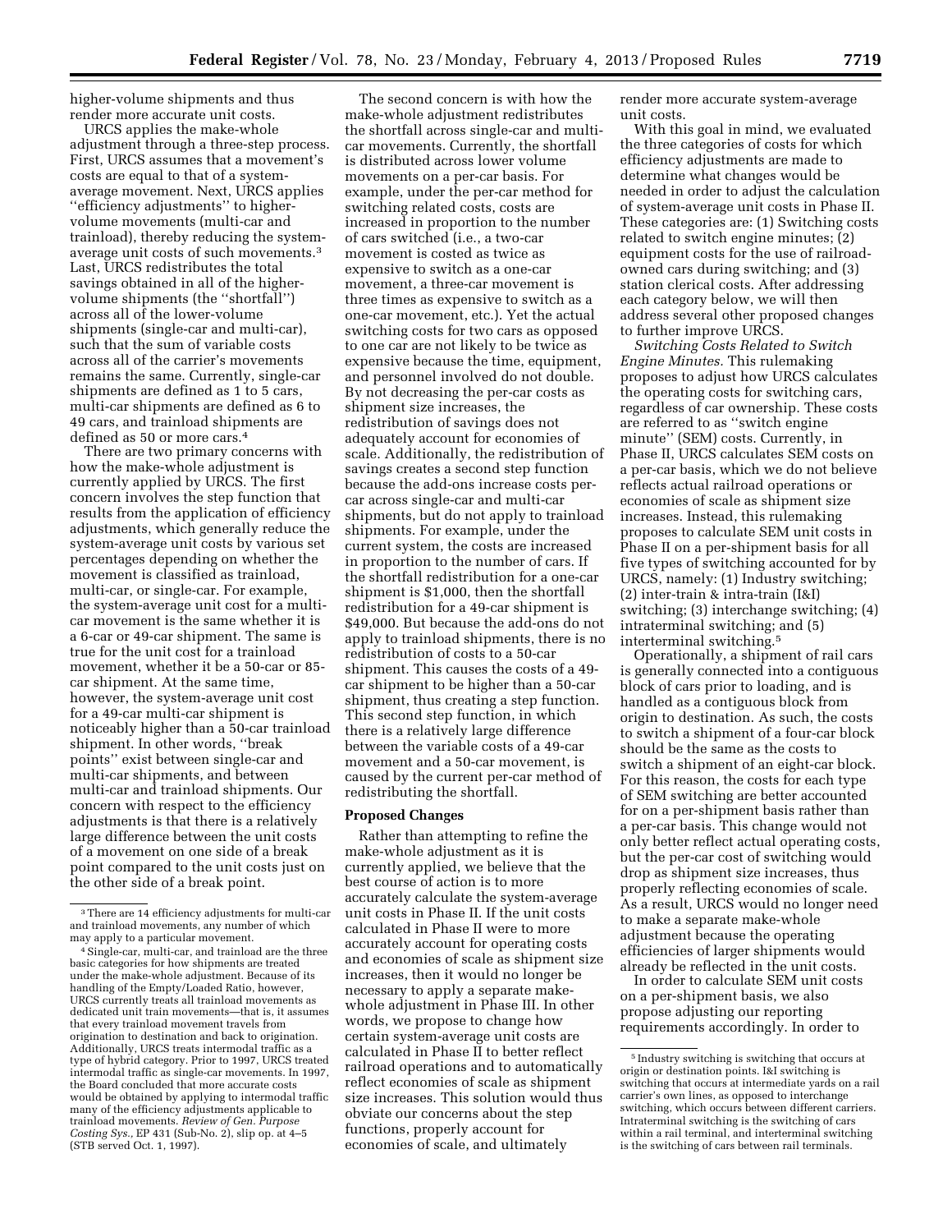higher-volume shipments and thus render more accurate unit costs.

URCS applies the make-whole adjustment through a three-step process. First, URCS assumes that a movement's costs are equal to that of a system-average movement. Next, URCS applies "efficiency adjustments" to higher-volume movements (multi-car and trainload), thereby reducing the system-average unit costs of such movements.[3] Last, URCS redistributes the total savings obtained in all of the higher-volume shipments (the "shortfall") across all of the lower-volume shipments (single-car and multi-car), such that the sum of variable costs across all of the carrier's movements remains the same. Currently, single-car shipments are defined as 1 to 5 cars, multi-car shipments are defined as 6 to 49 cars, and trainload shipments are defined as 50 or more cars.[4]

There are two primary concerns with how the make-whole adjustment is currently applied by URCS. The first concern involves the step function that results from the application of efficiency adjustments, which generally reduce the system-average unit costs by various set percentages depending on whether the movement is classified as trainload, multi-car, or single-car. For example, the system-average unit cost for a multi-car movement is the same whether it is a 6-car or 49-car shipment. The same is true for the unit cost for a trainload movement, whether it be a 50-car or 85-car shipment. At the same time, however, the system-average unit cost for a 49-car multi-car shipment is noticeably higher than a 50-car trainload shipment. In other words, "break points" exist between single-car and multi-car shipments, and between multi-car and trainload shipments. Our concern with respect to the efficiency adjustments is that there is a relatively large difference between the unit costs of a movement on one side of a break point compared to the unit costs just on the other side of a break point.

The second concern is with how the make-whole adjustment redistributes the shortfall across single-car and multi-car movements. Currently, the shortfall is distributed across lower volume movements on a per-car basis. For example, under the per-car method for switching related costs, costs are increased in proportion to the number of cars switched (i.e., a two-car movement is costed as twice as expensive to switch as a one-car movement, a three-car movement is three times as expensive to switch as a one-car movement, etc.). Yet the actual switching costs for two cars as opposed to one car are not likely to be twice as expensive because the time, equipment, and personnel involved do not double. By not decreasing the per-car costs as shipment size increases, the redistribution of savings does not adequately account for economies of scale. Additionally, the redistribution of savings creates a second step function because the add-ons increase costs per-car across single-car and multi-car shipments, but do not apply to trainload shipments. For example, under the current system, the costs are increased in proportion to the number of cars. If the shortfall redistribution for a one-car shipment is $1,000, then the shortfall redistribution for a 49-car shipment is $49,000. But because the add-ons do not apply to trainload shipments, there is no redistribution of costs to a 50-car shipment. This causes the costs of a 49-car shipment to be higher than a 50-car shipment, thus creating a step function. This second step function, in which there is a relatively large difference between the variable costs of a 49-car movement and a 50-car movement, is caused by the current per-car method of redistributing the shortfall.

**Proposed Changes**

Rather than attempting to refine the make-whole adjustment as it is currently applied, we believe that the best course of action is to more accurately calculate the system-average unit costs in Phase II. If the unit costs calculated in Phase II were to more accurately account for operating costs and economies of scale as shipment size increases, then it would no longer be necessary to apply a separate make-whole adjustment in Phase III. In other words, we propose to change how certain system-average unit costs are calculated in Phase II to better reflect railroad operations and to automatically reflect economies of scale as shipment size increases. This solution would thus obviate our concerns about the step functions, properly account for economies of scale, and ultimately render more accurate system-average unit costs.

With this goal in mind, we evaluated the three categories of costs for which efficiency adjustments are made to determine what changes would be needed in order to adjust the calculation of system-average unit costs in Phase II. These categories are: (1) Switching costs related to switch engine minutes; (2) equipment costs for the use of railroad-owned cars during switching; and (3) station clerical costs. After addressing each category below, we will then address several other proposed changes to further improve URCS.

*Switching Costs Related to Switch Engine Minutes.* This rulemaking proposes to adjust how URCS calculates the operating costs for switching cars, regardless of car ownership. These costs are referred to as "switch engine minute" (SEM) costs. Currently, in Phase II, URCS calculates SEM costs on a per-car basis, which we do not believe reflects actual railroad operations or economies of scale as shipment size increases. Instead, this rulemaking proposes to calculate SEM unit costs in Phase II on a per-shipment basis for all five types of switching accounted for by URCS, namely: (1) Industry switching; (2) inter-train & intra-train (I&I) switching; (3) interchange switching; (4) intraterminal switching; and (5) interterminal switching.[5]

Operationally, a shipment of rail cars is generally connected into a contiguous block of cars prior to loading, and is handled as a contiguous block from origin to destination. As such, the costs to switch a shipment of a four-car block should be the same as the costs to switch a shipment of an eight-car block. For this reason, the costs for each type of SEM switching are better accounted for on a per-shipment basis rather than a per-car basis. This change would not only better reflect actual operating costs, but the per-car cost of switching would drop as shipment size increases, thus properly reflecting economies of scale. As a result, URCS would no longer need to make a separate make-whole adjustment because the operating efficiencies of larger shipments would already be reflected in the unit costs.

In order to calculate SEM unit costs on a per-shipment basis, we also propose adjusting our reporting requirements accordingly. In order to

---

[3] There are 14 efficiency adjustments for multi-car and trainload movements, any number of which may apply to a particular movement.

[4] Single-car, multi-car, and trainload are the three basic categories for how shipments are treated under the make-whole adjustment. Because of its handling of the Empty/Loaded Ratio, however, URCS currently treats all trainload movements as dedicated unit train movements—that is, it assumes that every trainload movement travels from origination to destination and back to origination. Additionally, URCS treats intermodal traffic as a type of hybrid category. Prior to 1997, URCS treated intermodal traffic as single-car movements. In 1997, the Board concluded that more accurate costs would be obtained by applying to intermodal traffic many of the efficiency adjustments applicable to trainload movements. *Review of Gen. Purpose Costing Sys.,* EP 431 (Sub-No. 2), slip op. at 4–5 (STB served Oct. 1, 1997).

[5] Industry switching is switching that occurs at origin or destination points. I&I switching is switching that occurs at intermediate yards on a rail carrier's own lines, as opposed to interchange switching, which occurs between different carriers. Intraterminal switching is the switching of cars within a rail terminal, and interterminal switching is the switching of cars between rail terminals.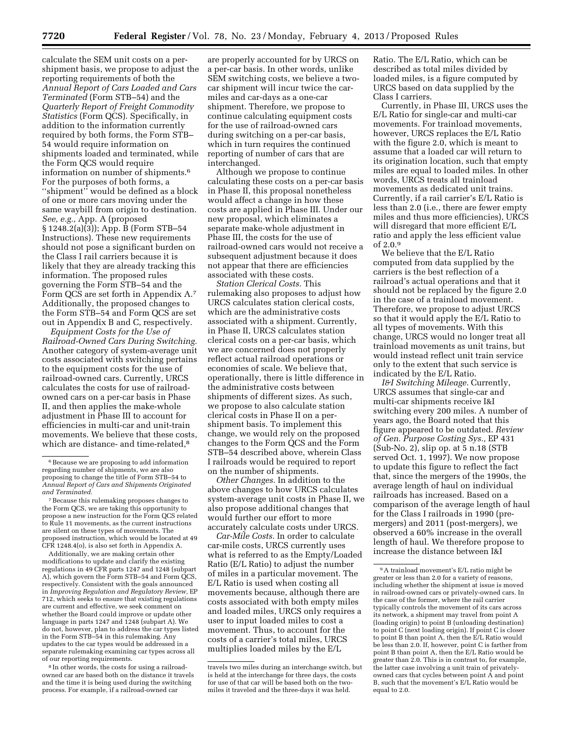calculate the SEM unit costs on a per-shipment basis, we propose to adjust the reporting requirements of both the *Annual Report of Cars Loaded and Cars Terminated* (Form STB–54) and the *Quarterly Report of Freight Commodity Statistics* (Form QCS). Specifically, in addition to the information currently required by both forms, the Form STB–54 would require information on shipments loaded and terminated, while the Form QCS would require information on number of shipments.[6] For the purposes of both forms, a "shipment" would be defined as a block of one or more cars moving under the same waybill from origin to destination. *See, e.g.,* App. A (proposed § 1248.2(a)(3)); App. B (Form STB–54 Instructions). These new requirements should not pose a significant burden on the Class I rail carriers because it is likely that they are already tracking this information. The proposed rules governing the Form STB–54 and the Form QCS are set forth in Appendix A.[7] Additionally, the proposed changes to the Form STB–54 and Form QCS are set out in Appendix B and C, respectively.

*Equipment Costs for the Use of Railroad-Owned Cars During Switching.* Another category of system-average unit costs associated with switching pertains to the equipment costs for the use of railroad-owned cars. Currently, URCS calculates the costs for use of railroad-owned cars on a per-car basis in Phase II, and then applies the make-whole adjustment in Phase III to account for efficiencies in multi-car and unit-train movements. We believe that these costs, which are distance- and time-related,[8] are properly accounted for by URCS on a per-car basis. In other words, unlike SEM switching costs, we believe a two-car shipment will incur twice the car-miles and car-days as a one-car shipment. Therefore, we propose to continue calculating equipment costs for the use of railroad-owned cars during switching on a per-car basis, which in turn requires the continued reporting of number of cars that are interchanged.

Although we propose to continue calculating these costs on a per-car basis in Phase II, this proposal nonetheless would affect a change in how these costs are applied in Phase III. Under our new proposal, which eliminates a separate make-whole adjustment in Phase III, the costs for the use of railroad-owned cars would not receive a subsequent adjustment because it does not appear that there are efficiencies associated with these costs.

*Station Clerical Costs.* This rulemaking also proposes to adjust how URCS calculates station clerical costs, which are the administrative costs associated with a shipment. Currently, in Phase II, URCS calculates station clerical costs on a per-car basis, which we are concerned does not properly reflect actual railroad operations or economies of scale. We believe that, operationally, there is little difference in the administrative costs between shipments of different sizes. As such, we propose to also calculate station clerical costs in Phase II on a per-shipment basis. To implement this change, we would rely on the proposed changes to the Form QCS and the Form STB–54 described above, wherein Class I railroads would be required to report on the number of shipments.

*Other Changes.* In addition to the above changes to how URCS calculates system-average unit costs in Phase II, we also propose additional changes that would further our effort to more accurately calculate costs under URCS.

*Car-Mile Costs.* In order to calculate car-mile costs, URCS currently uses what is referred to as the Empty/Loaded Ratio (E/L Ratio) to adjust the number of miles in a particular movement. The E/L Ratio is used when costing all movements because, although there are costs associated with both empty miles and loaded miles, URCS only requires a user to input loaded miles to cost a movement. Thus, to account for the costs of a carrier's total miles, URCS multiplies loaded miles by the E/L Ratio. The E/L Ratio, which can be described as total miles divided by loaded miles, is a figure computed by URCS based on data supplied by the Class I carriers.

Currently, in Phase III, URCS uses the E/L Ratio for single-car and multi-car movements. For trainload movements, however, URCS replaces the E/L Ratio with the figure 2.0, which is meant to assume that a loaded car will return to its origination location, such that empty miles are equal to loaded miles. In other words, URCS treats all trainload movements as dedicated unit trains. Currently, if a rail carrier's E/L Ratio is less than 2.0 (i.e., there are fewer empty miles and thus more efficiencies), URCS will disregard that more efficient E/L ratio and apply the less efficient value of 2.0.[9]

We believe that the E/L Ratio computed from data supplied by the carriers is the best reflection of a railroad's actual operations and that it should not be replaced by the figure 2.0 in the case of a trainload movement. Therefore, we propose to adjust URCS so that it would apply the E/L Ratio to all types of movements. With this change, URCS would no longer treat all trainload movements as unit trains, but would instead reflect unit train service only to the extent that such service is indicated by the E/L Ratio.

*I&I Switching Mileage.* Currently, URCS assumes that single-car and multi-car shipments receive I&I switching every 200 miles. A number of years ago, the Board noted that this figure appeared to be outdated. *Review of Gen. Purpose Costing Sys.,* EP 431 (Sub-No. 2), slip op. at 5 n.18 (STB served Oct. 1, 1997). We now propose to update this figure to reflect the fact that, since the mergers of the 1990s, the average length of haul on individual railroads has increased. Based on a comparison of the average length of haul for the Class I railroads in 1990 (pre-mergers) and 2011 (post-mergers), we observed a 60% increase in the overall length of haul. We therefore propose to increase the distance between I&I

---

[6] Because we are proposing to add information regarding number of shipments, we are also proposing to change the title of Form STB–54 to *Annual Report of Cars and Shipments Originated and Terminated.*

[7] Because this rulemaking proposes changes to the Form QCS, we are taking this opportunity to propose a new instruction for the Form QCS related to Rule 11 movements, as the current instructions are silent on these types of movements. The proposed instruction, which would be located at 49 CFR 1248.4(o), is also set forth in Appendix A.

Additionally, we are making certain other modifications to update and clarify the existing regulations in 49 CFR parts 1247 and 1248 (subpart A), which govern the Form STB–54 and Form QCS, respectively. Consistent with the goals announced in *Improving Regulation and Regulatory Review,* EP 712, which seeks to ensure that existing regulations are current and effective, we seek comment on whether the Board could improve or update other language in parts 1247 and 1248 (subpart A). We do not, however, plan to address the car types listed in the Form STB–54 in this rulemaking. Any updates to the car types would be addressed in a separate rulemaking examining car types across all of our reporting requirements.

[8] In other words, the costs for using a railroad-owned car are based both on the distance it travels and the time it is being used during the switching process. For example, if a railroad-owned car travels two miles during an interchange switch, but is held at the interchange for three days, the costs for use of that car will be based both on the two-miles it traveled and the three-days it was held.

[9] A trainload movement's E/L ratio might be greater or less than 2.0 for a variety of reasons, including whether the shipment at issue is moved in railroad-owned cars or privately-owned cars. In the case of the former, where the rail carrier typically controls the movement of its cars across its network, a shipment may travel from point A (loading origin) to point B (unloading destination) to point C (next loading origin). If point C is closer to point B than point A, then the E/L Ratio would be less than 2.0. If, however, point C is farther from point B than point A, then the E/L Ratio would be greater than 2.0. This is in contrast to, for example, the latter case involving a unit train of privately-owned cars that cycles between point A and point B, such that the movement's E/L Ratio would be equal to 2.0.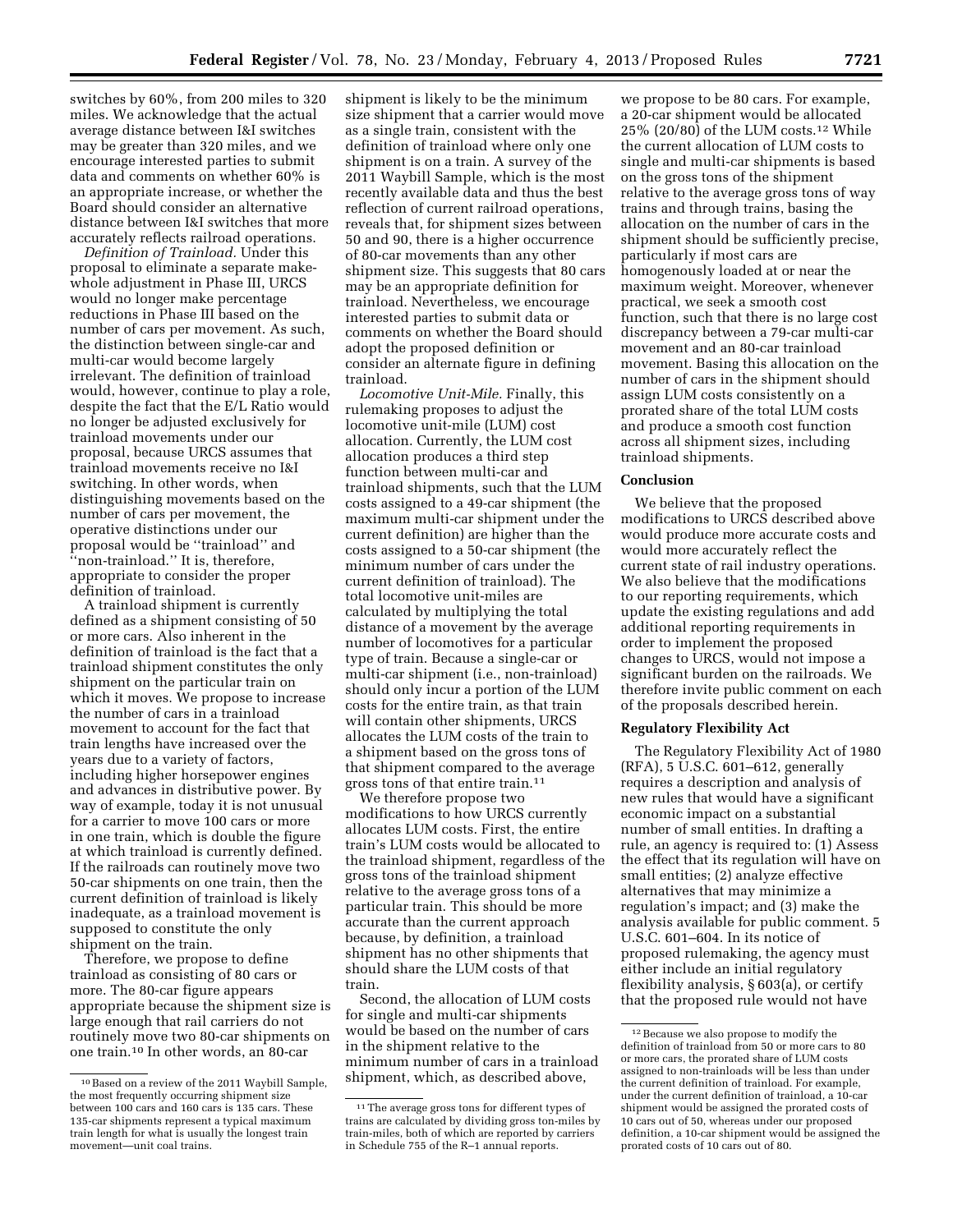switches by 60%, from 200 miles to 320 miles. We acknowledge that the actual average distance between I&I switches may be greater than 320 miles, and we encourage interested parties to submit data and comments on whether 60% is an appropriate increase, or whether the Board should consider an alternative distance between I&I switches that more accurately reflects railroad operations.

*Definition of Trainload.* Under this proposal to eliminate a separate make-whole adjustment in Phase III, URCS would no longer make percentage reductions in Phase III based on the number of cars per movement. As such, the distinction between single-car and multi-car would become largely irrelevant. The definition of trainload would, however, continue to play a role, despite the fact that the E/L Ratio would no longer be adjusted exclusively for trainload movements under our proposal, because URCS assumes that trainload movements receive no I&I switching. In other words, when distinguishing movements based on the number of cars per movement, the operative distinctions under our proposal would be ''trainload'' and ''non-trainload.'' It is, therefore, appropriate to consider the proper definition of trainload.

A trainload shipment is currently defined as a shipment consisting of 50 or more cars. Also inherent in the definition of trainload is the fact that a trainload shipment constitutes the only shipment on the particular train on which it moves. We propose to increase the number of cars in a trainload movement to account for the fact that train lengths have increased over the years due to a variety of factors, including higher horsepower engines and advances in distributive power. By way of example, today it is not unusual for a carrier to move 100 cars or more in one train, which is double the figure at which trainload is currently defined. If the railroads can routinely move two 50-car shipments on one train, then the current definition of trainload is likely inadequate, as a trainload movement is supposed to constitute the only shipment on the train.

Therefore, we propose to define trainload as consisting of 80 cars or more. The 80-car figure appears appropriate because the shipment size is large enough that rail carriers do not routinely move two 80-car shipments on one train.[10] In other words, an 80-car shipment is likely to be the minimum size shipment that a carrier would move as a single train, consistent with the definition of trainload where only one shipment is on a train. A survey of the 2011 Waybill Sample, which is the most recently available data and thus the best reflection of current railroad operations, reveals that, for shipment sizes between 50 and 90, there is a higher occurrence of 80-car movements than any other shipment size. This suggests that 80 cars may be an appropriate definition for trainload. Nevertheless, we encourage interested parties to submit data or comments on whether the Board should adopt the proposed definition or consider an alternate figure in defining trainload.

*Locomotive Unit-Mile.* Finally, this rulemaking proposes to adjust the locomotive unit-mile (LUM) cost allocation. Currently, the LUM cost allocation produces a third step function between multi-car and trainload shipments, such that the LUM costs assigned to a 49-car shipment (the maximum multi-car shipment under the current definition) are higher than the costs assigned to a 50-car shipment (the minimum number of cars under the current definition of trainload). The total locomotive unit-miles are calculated by multiplying the total distance of a movement by the average number of locomotives for a particular type of train. Because a single-car or multi-car shipment (i.e., non-trainload) should only incur a portion of the LUM costs for the entire train, as that train will contain other shipments, URCS allocates the LUM costs of the train to a shipment based on the gross tons of that shipment compared to the average gross tons of that entire train.[11]

We therefore propose two modifications to how URCS currently allocates LUM costs. First, the entire train's LUM costs would be allocated to the trainload shipment, regardless of the gross tons of the trainload shipment relative to the average gross tons of a particular train. This should be more accurate than the current approach because, by definition, a trainload shipment has no other shipments that should share the LUM costs of that train.

Second, the allocation of LUM costs for single and multi-car shipments would be based on the number of cars in the shipment relative to the minimum number of cars in a trainload shipment, which, as described above, we propose to be 80 cars. For example, a 20-car shipment would be allocated 25% (20/80) of the LUM costs.[12] While the current allocation of LUM costs to single and multi-car shipments is based on the gross tons of the shipment relative to the average gross tons of way trains and through trains, basing the allocation on the number of cars in the shipment should be sufficiently precise, particularly if most cars are homogenously loaded at or near the maximum weight. Moreover, whenever practical, we seek a smooth cost function, such that there is no large cost discrepancy between a 79-car multi-car movement and an 80-car trainload movement. Basing this allocation on the number of cars in the shipment should assign LUM costs consistently on a prorated share of the total LUM costs and produce a smooth cost function across all shipment sizes, including trainload shipments.

## Conclusion

We believe that the proposed modifications to URCS described above would produce more accurate costs and would more accurately reflect the current state of rail industry operations. We also believe that the modifications to our reporting requirements, which update the existing regulations and add additional reporting requirements in order to implement the proposed changes to URCS, would not impose a significant burden on the railroads. We therefore invite public comment on each of the proposals described herein.

## Regulatory Flexibility Act

The Regulatory Flexibility Act of 1980 (RFA), 5 U.S.C. 601–612, generally requires a description and analysis of new rules that would have a significant economic impact on a substantial number of small entities. In drafting a rule, an agency is required to: (1) Assess the effect that its regulation will have on small entities; (2) analyze effective alternatives that may minimize a regulation's impact; and (3) make the analysis available for public comment. 5 U.S.C. 601–604. In its notice of proposed rulemaking, the agency must either include an initial regulatory flexibility analysis, § 603(a), or certify that the proposed rule would not have

---

[10] Based on a review of the 2011 Waybill Sample, the most frequently occurring shipment size between 100 cars and 160 cars is 135 cars. These 135-car shipments represent a typical maximum train length for what is usually the longest train movement—unit coal trains.

[11] The average gross tons for different types of trains are calculated by dividing gross ton-miles by train-miles, both of which are reported by carriers in Schedule 755 of the R–1 annual reports.

[12] Because we also propose to modify the definition of trainload from 50 or more cars to 80 or more cars, the prorated share of LUM costs assigned to non-trainloads will be less than under the current definition of trainload. For example, under the current definition of trainload, a 10-car shipment would be assigned the prorated costs of 10 cars out of 50, whereas under our proposed definition, a 10-car shipment would be assigned the prorated costs of 10 cars out of 80.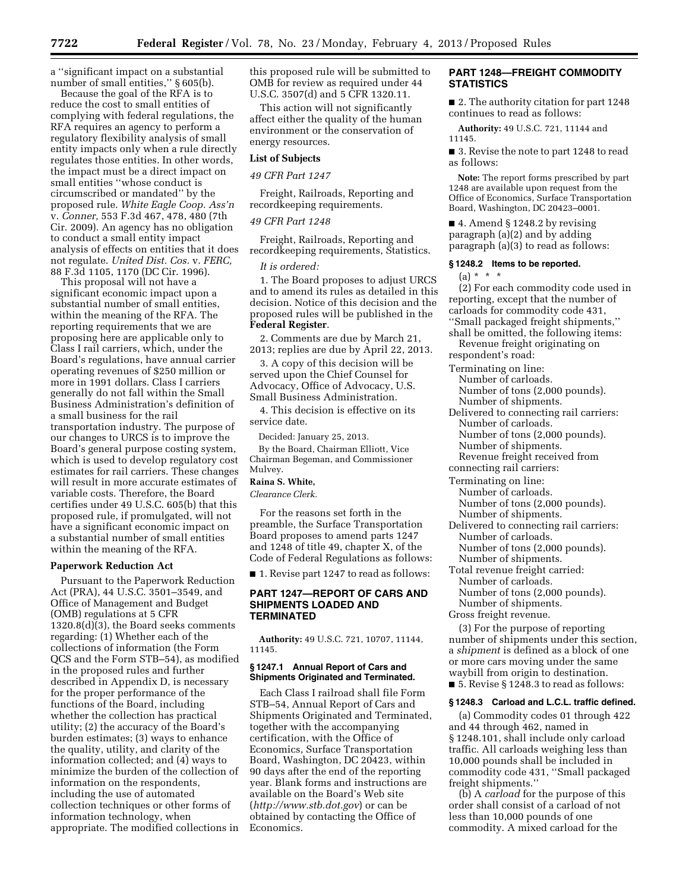a "significant impact on a substantial number of small entities," § 605(b).

Because the goal of the RFA is to reduce the cost to small entities of complying with federal regulations, the RFA requires an agency to perform a regulatory flexibility analysis of small entity impacts only when a rule directly regulates those entities. In other words, the impact must be a direct impact on small entities "whose conduct is circumscribed or mandated" by the proposed rule. *White Eagle Coop. Ass'n* v. *Conner,* 553 F.3d 467, 478, 480 (7th Cir. 2009). An agency has no obligation to conduct a small entity impact analysis of effects on entities that it does not regulate. *United Dist. Cos.* v. *FERC,* 88 F.3d 1105, 1170 (DC Cir. 1996).

This proposal will not have a significant economic impact upon a substantial number of small entities, within the meaning of the RFA. The reporting requirements that we are proposing here are applicable only to Class I rail carriers, which, under the Board's regulations, have annual carrier operating revenues of $250 million or more in 1991 dollars. Class I carriers generally do not fall within the Small Business Administration's definition of a small business for the rail transportation industry. The purpose of our changes to URCS is to improve the Board's general purpose costing system, which is used to develop regulatory cost estimates for rail carriers. These changes will result in more accurate estimates of variable costs. Therefore, the Board certifies under 49 U.S.C. 605(b) that this proposed rule, if promulgated, will not have a significant economic impact on a substantial number of small entities within the meaning of the RFA.

## Paperwork Reduction Act

Pursuant to the Paperwork Reduction Act (PRA), 44 U.S.C. 3501–3549, and Office of Management and Budget (OMB) regulations at 5 CFR 1320.8(d)(3), the Board seeks comments regarding: (1) Whether each of the collections of information (the Form QCS and the Form STB–54), as modified in the proposed rules and further described in Appendix D, is necessary for the proper performance of the functions of the Board, including whether the collection has practical utility; (2) the accuracy of the Board's burden estimates; (3) ways to enhance the quality, utility, and clarity of the information collected; and (4) ways to minimize the burden of the collection of information on the respondents, including the use of automated collection techniques or other forms of information technology, when appropriate. The modified collections in this proposed rule will be submitted to OMB for review as required under 44 U.S.C. 3507(d) and 5 CFR 1320.11.

This action will not significantly affect either the quality of the human environment or the conservation of energy resources.

## List of Subjects

*49 CFR Part 1247*

Freight, Railroads, Reporting and recordkeeping requirements.

*49 CFR Part 1248*

Freight, Railroads, Reporting and recordkeeping requirements, Statistics.

*It is ordered:*

1. The Board proposes to adjust URCS and to amend its rules as detailed in this decision. Notice of this decision and the proposed rules will be published in the **Federal Register**.

2. Comments are due by March 21, 2013; replies are due by April 22, 2013.

3. A copy of this decision will be served upon the Chief Counsel for Advocacy, Office of Advocacy, U.S. Small Business Administration.

4. This decision is effective on its service date.

Decided: January 25, 2013.

By the Board, Chairman Elliott, Vice Chairman Begeman, and Commissioner Mulvey.

**Raina S. White,**

*Clearance Clerk.*

For the reasons set forth in the preamble, the Surface Transportation Board proposes to amend parts 1247 and 1248 of title 49, chapter X, of the Code of Federal Regulations as follows:

■ 1. Revise part 1247 to read as follows:

## PART 1247—REPORT OF CARS AND SHIPMENTS LOADED AND TERMINATED

**Authority:** 49 U.S.C. 721, 10707, 11144, 11145.

### § 1247.1 Annual Report of Cars and Shipments Originated and Terminated.

Each Class I railroad shall file Form STB–54, Annual Report of Cars and Shipments Originated and Terminated, together with the accompanying certification, with the Office of Economics, Surface Transportation Board, Washington, DC 20423, within 90 days after the end of the reporting year. Blank forms and instructions are available on the Board's Web site (*http://www.stb.dot.gov*) or can be obtained by contacting the Office of Economics.

## PART 1248—FREIGHT COMMODITY STATISTICS

■ 2. The authority citation for part 1248 continues to read as follows:

**Authority:** 49 U.S.C. 721, 11144 and 11145.

■ 3. Revise the note to part 1248 to read as follows:

**Note:** The report forms prescribed by part 1248 are available upon request from the Office of Economics, Surface Transportation Board, Washington, DC 20423–0001.

■ 4. Amend § 1248.2 by revising paragraph (a)(2) and by adding paragraph (a)(3) to read as follows:

### § 1248.2 Items to be reported.

(a) * * *

(2) For each commodity code used in reporting, except that the number of carloads for commodity code 431, "Small packaged freight shipments," shall be omitted, the following items:

Revenue freight originating on respondent's road:

Terminating on line:
- Number of carloads.
- Number of tons (2,000 pounds).
- Number of shipments.

Delivered to connecting rail carriers:
- Number of carloads.
- Number of tons (2,000 pounds).
- Number of shipments.

Revenue freight received from connecting rail carriers:

Terminating on line:
- Number of carloads.
- Number of tons (2,000 pounds).
- Number of shipments.

Delivered to connecting rail carriers:
- Number of carloads.
- Number of tons (2,000 pounds).
- Number of shipments.

Total revenue freight carried:
- Number of carloads.
- Number of tons (2,000 pounds).
- Number of shipments.

Gross freight revenue.

(3) For the purpose of reporting number of shipments under this section, a *shipment* is defined as a block of one or more cars moving under the same waybill from origin to destination.

■ 5. Revise § 1248.3 to read as follows:

### § 1248.3 Carload and L.C.L. traffic defined.

(a) Commodity codes 01 through 422 and 44 through 462, named in § 1248.101, shall include only carload traffic. All carloads weighing less than 10,000 pounds shall be included in commodity code 431, "Small packaged freight shipments."

(b) A *carload* for the purpose of this order shall consist of a carload of not less than 10,000 pounds of one commodity. A mixed carload for the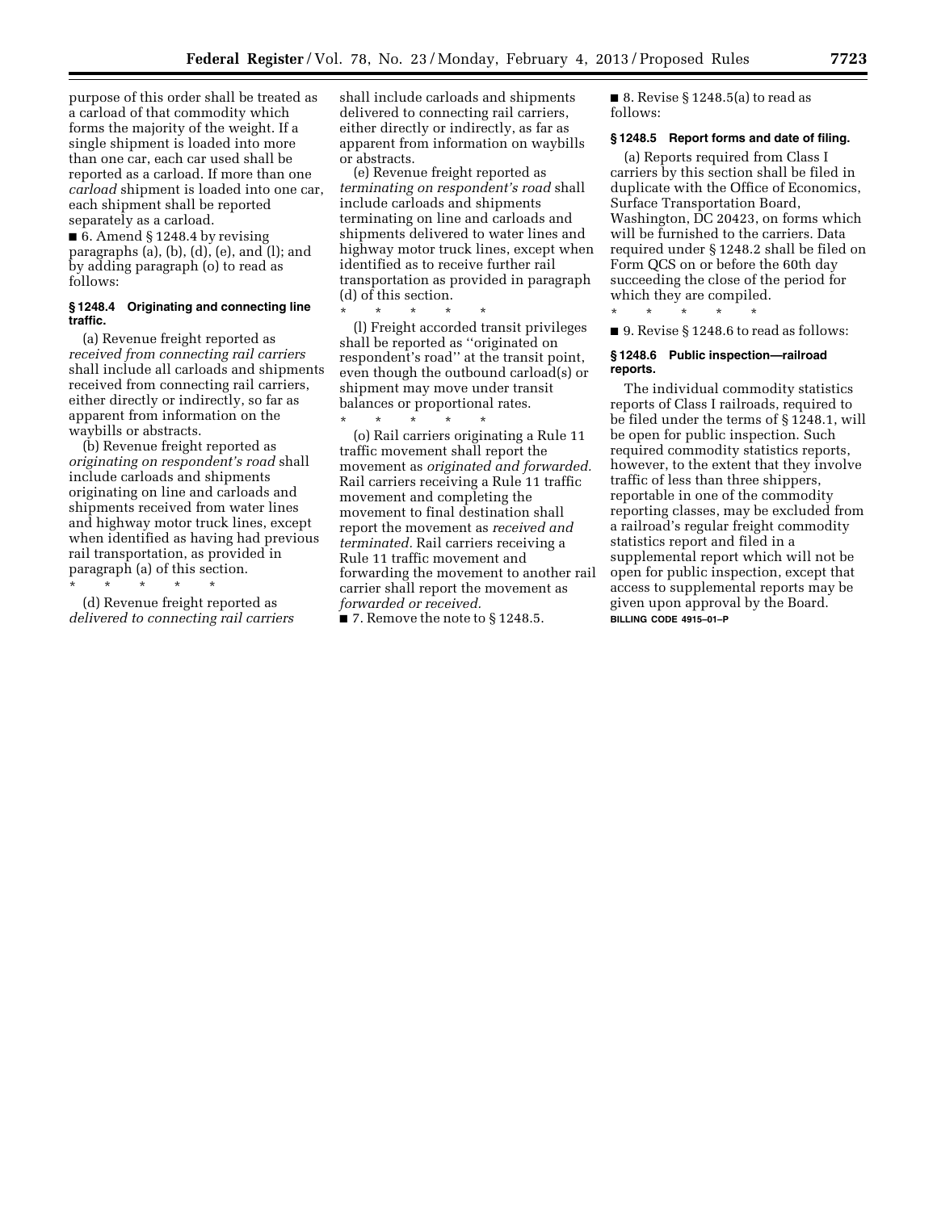purpose of this order shall be treated as a carload of that commodity which forms the majority of the weight. If a single shipment is loaded into more than one car, each car used shall be reported as a carload. If more than one *carload* shipment is loaded into one car, each shipment shall be reported separately as a carload.

■ 6. Amend § 1248.4 by revising paragraphs (a), (b), (d), (e), and (l); and by adding paragraph (o) to read as follows:

### § 1248.4 Originating and connecting line traffic.

(a) Revenue freight reported as *received from connecting rail carriers* shall include all carloads and shipments received from connecting rail carriers, either directly or indirectly, so far as apparent from information on the waybills or abstracts.

(b) Revenue freight reported as *originating on respondent's road* shall include carloads and shipments originating on line and carloads and shipments received from water lines and highway motor truck lines, except when identified as having had previous rail transportation, as provided in paragraph (a) of this section.

\* \* \* \* \*

(d) Revenue freight reported as *delivered to connecting rail carriers* shall include carloads and shipments delivered to connecting rail carriers, either directly or indirectly, as far as apparent from information on waybills or abstracts.

(e) Revenue freight reported as *terminating on respondent's road* shall include carloads and shipments terminating on line and carloads and shipments delivered to water lines and highway motor truck lines, except when identified as to receive further rail transportation as provided in paragraph (d) of this section.

\* \* \* \* \*

(l) Freight accorded transit privileges shall be reported as ''originated on respondent's road'' at the transit point, even though the outbound carload(s) or shipment may move under transit balances or proportional rates.

\* \* \* \* \*

(o) Rail carriers originating a Rule 11 traffic movement shall report the movement as *originated and forwarded.* Rail carriers receiving a Rule 11 traffic movement and completing the movement to final destination shall report the movement as *received and terminated.* Rail carriers receiving a Rule 11 traffic movement and forwarding the movement to another rail carrier shall report the movement as *forwarded or received.*

■ 7. Remove the note to § 1248.5.

■ 8. Revise § 1248.5(a) to read as follows:

### § 1248.5 Report forms and date of filing.

(a) Reports required from Class I carriers by this section shall be filed in duplicate with the Office of Economics, Surface Transportation Board, Washington, DC 20423, on forms which will be furnished to the carriers. Data required under § 1248.2 shall be filed on Form QCS on or before the 60th day succeeding the close of the period for which they are compiled.

\* \* \* \* \*

■ 9. Revise § 1248.6 to read as follows:

### § 1248.6 Public inspection—railroad reports.

The individual commodity statistics reports of Class I railroads, required to be filed under the terms of § 1248.1, will be open for public inspection. Such required commodity statistics reports, however, to the extent that they involve traffic of less than three shippers, reportable in one of the commodity reporting classes, may be excluded from a railroad's regular freight commodity statistics report and filed in a supplemental report which will not be open for public inspection, except that access to supplemental reports may be given upon approval by the Board.

**BILLING CODE 4915–01–P**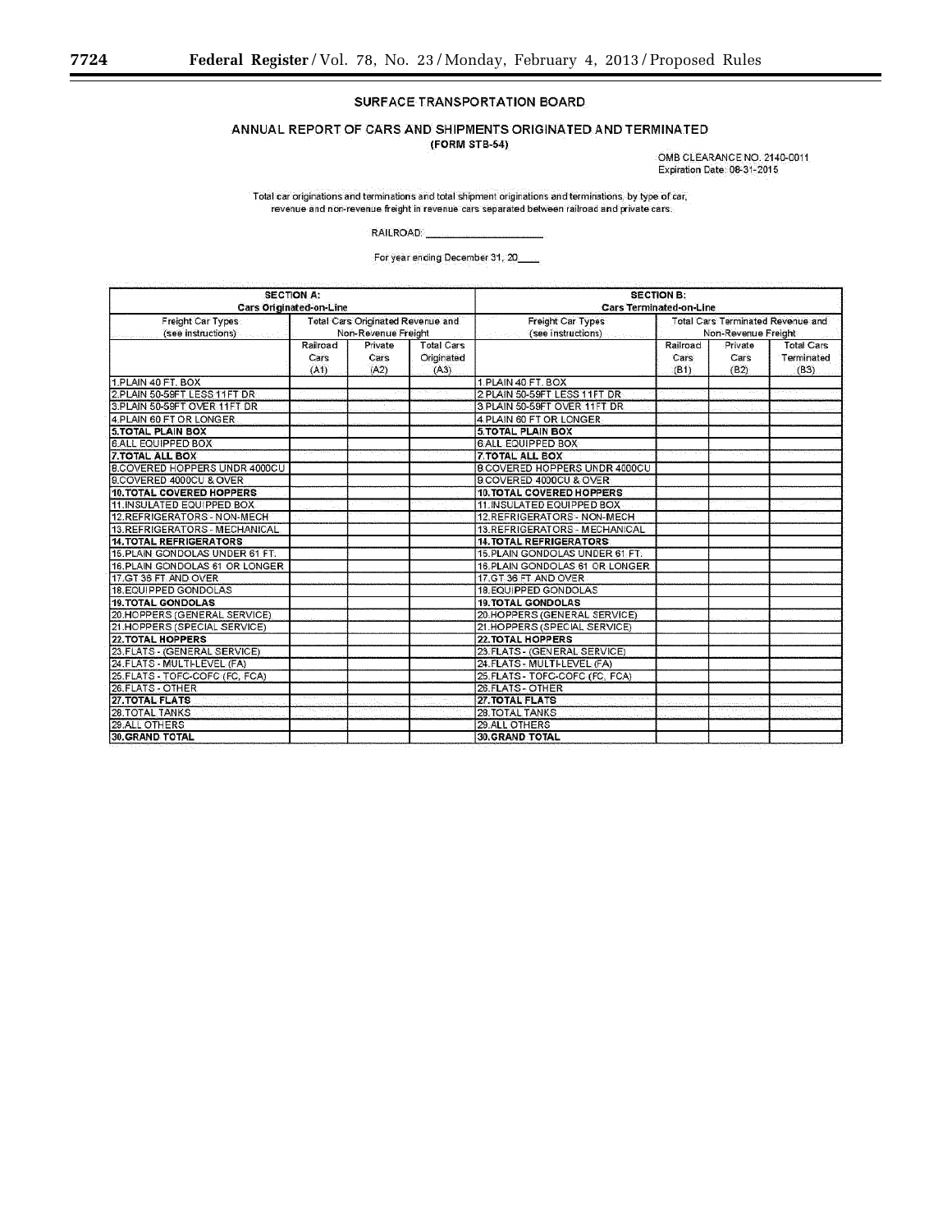## SURFACE TRANSPORTATION BOARD

### ANNUAL REPORT OF CARS AND SHIPMENTS ORIGINATED AND TERMINATED

**(FORM STB-54)**

OMB CLEARANCE NO. 2140-0011
Expiration Date: 08-31-2015

Total car originations and terminations and total shipment originations and terminations, by type of car, revenue and non-revenue freight in revenue cars separated between railroad and private cars.

RAILROAD: ____________________

For year ending December 31, 20____

| SECTION A: Cars Originated-on-Line | | | | SECTION B: Cars Terminated-on-Line | | | |
|---|---|---|---|---|---|---|---|
| Freight Car Types (see instructions) | Total Cars Originated Revenue and Non-Revenue Freight | | | Freight Car Types (see instructions) | Total Cars Terminated Revenue and Non-Revenue Freight | | |
| | Railroad Cars (A1) | Private Cars (A2) | Total Cars Originated (A3) | | Railroad Cars (B1) | Private Cars (B2) | Total Cars Terminated (B3) |
| 1.PLAIN 40 FT. BOX | | | | 1.PLAIN 40 FT. BOX | | | |
| 2.PLAIN 50-59FT LESS 11FT DR | | | | 2.PLAIN 50-59FT LESS 11FT DR | | | |
| 3.PLAIN 50-59FT OVER 11FT DR | | | | 3.PLAIN 50-59FT OVER 11FT DR | | | |
| 4.PLAIN 60 FT OR LONGER | | | | 4.PLAIN 60 FT OR LONGER | | | |
| **5.TOTAL PLAIN BOX** | | | | **5.TOTAL PLAIN BOX** | | | |
| 6.ALL EQUIPPED BOX | | | | 6.ALL EQUIPPED BOX | | | |
| **7.TOTAL ALL BOX** | | | | **7.TOTAL ALL BOX** | | | |
| 8.COVERED HOPPERS UNDR 4000CU | | | | 8.COVERED HOPPERS UNDR 4000CU | | | |
| 9.COVERED 4000CU & OVER | | | | 9.COVERED 4000CU & OVER | | | |
| **10.TOTAL COVERED HOPPERS** | | | | **10.TOTAL COVERED HOPPERS** | | | |
| 11.INSULATED EQUIPPED BOX | | | | 11.INSULATED EQUIPPED BOX | | | |
| 12.REFRIGERATORS - NON-MECH | | | | 12.REFRIGERATORS - NON-MECH | | | |
| 13.REFRIGERATORS - MECHANICAL | | | | 13.REFRIGERATORS - MECHANICAL | | | |
| **14.TOTAL REFRIGERATORS** | | | | **14.TOTAL REFRIGERATORS** | | | |
| 15.PLAIN GONDOLAS UNDER 61 FT. | | | | 15.PLAIN GONDOLAS UNDER 61 FT. | | | |
| 16.PLAIN GONDOLAS 61 OR LONGER | | | | 16.PLAIN GONDOLAS 61 OR LONGER | | | |
| 17.GT 36 FT AND OVER | | | | 17.GT 36 FT AND OVER | | | |
| 18.EQUIPPED GONDOLAS | | | | 18.EQUIPPED GONDOLAS | | | |
| **19.TOTAL GONDOLAS** | | | | **19.TOTAL GONDOLAS** | | | |
| 20.HOPPERS (GENERAL SERVICE) | | | | 20.HOPPERS (GENERAL SERVICE) | | | |
| 21.HOPPERS (SPECIAL SERVICE) | | | | 21.HOPPERS (SPECIAL SERVICE) | | | |
| **22.TOTAL HOPPERS** | | | | **22.TOTAL HOPPERS** | | | |
| 23.FLATS - (GENERAL SERVICE) | | | | 23.FLATS - (GENERAL SERVICE) | | | |
| 24.FLATS - MULTI-LEVEL (FA) | | | | 24.FLATS - MULTI-LEVEL (FA) | | | |
| 25.FLATS - TOFC-COFC (FC, FCA) | | | | 25.FLATS - TOFC-COFC (FC, FCA) | | | |
| 26.FLATS - OTHER | | | | 26.FLATS - OTHER | | | |
| **27.TOTAL FLATS** | | | | **27.TOTAL FLATS** | | | |
| 28.TOTAL TANKS | | | | 28.TOTAL TANKS | | | |
| 29.ALL OTHERS | | | | 29.ALL OTHERS | | | |
| **30.GRAND TOTAL** | | | | **30.GRAND TOTAL** | | | |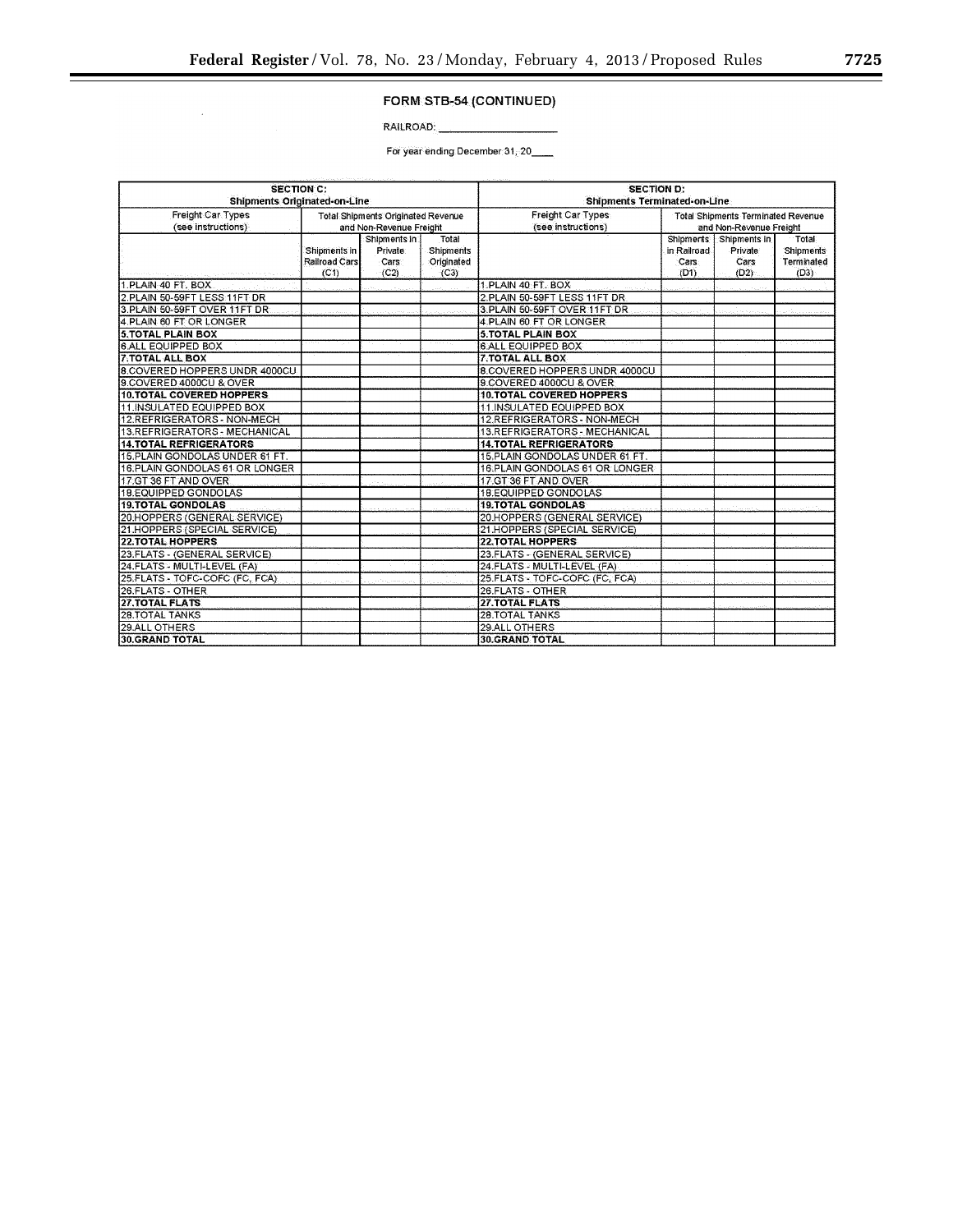## FORM STB-54 (CONTINUED)

RAILROAD: ____________________

For year ending December 31, 20____

| SECTION C: Shipments Originated-on-Line | | | | SECTION D: Shipments Terminated-on-Line | | | |
|---|---|---|---|---|---|---|---|
| Freight Car Types (see instructions) | Total Shipments Originated Revenue and Non-Revenue Freight | | | Freight Car Types (see instructions) | Total Shipments Terminated Revenue and Non-Revenue Freight | | |
| | Shipments in Railroad Cars (C1) | Shipments in Private Cars (C2) | Total Shipments Originated (C3) | | Shipments in Railroad Cars (D1) | Shipments in Private Cars (D2) | Total Shipments Terminated (D3) |
| 1.PLAIN 40 FT. BOX | | | | 1.PLAIN 40 FT. BOX | | | |
| 2.PLAIN 50-59FT LESS 11FT DR | | | | 2.PLAIN 50-59FT LESS 11FT DR | | | |
| 3.PLAIN 50-59FT OVER 11FT DR | | | | 3.PLAIN 50-59FT OVER 11FT DR | | | |
| 4.PLAIN 60 FT OR LONGER | | | | 4.PLAIN 60 FT OR LONGER | | | |
| **5.TOTAL PLAIN BOX** | | | | **5.TOTAL PLAIN BOX** | | | |
| 6.ALL EQUIPPED BOX | | | | 6.ALL EQUIPPED BOX | | | |
| **7.TOTAL ALL BOX** | | | | **7.TOTAL ALL BOX** | | | |
| 8.COVERED HOPPERS UNDR 4000CU | | | | 8.COVERED HOPPERS UNDR 4000CU | | | |
| 9.COVERED 4000CU & OVER | | | | 9.COVERED 4000CU & OVER | | | |
| **10.TOTAL COVERED HOPPERS** | | | | **10.TOTAL COVERED HOPPERS** | | | |
| 11.INSULATED EQUIPPED BOX | | | | 11.INSULATED EQUIPPED BOX | | | |
| 12.REFRIGERATORS - NON-MECH | | | | 12.REFRIGERATORS - NON-MECH | | | |
| 13.REFRIGERATORS - MECHANICAL | | | | 13.REFRIGERATORS - MECHANICAL | | | |
| **14.TOTAL REFRIGERATORS** | | | | **14.TOTAL REFRIGERATORS** | | | |
| 15.PLAIN GONDOLAS UNDER 61 FT. | | | | 15.PLAIN GONDOLAS UNDER 61 FT. | | | |
| 16.PLAIN GONDOLAS 61 OR LONGER | | | | 16.PLAIN GONDOLAS 61 OR LONGER | | | |
| 17.GT 36 FT AND OVER | | | | 17.GT 36 FT AND OVER | | | |
| 18.EQUIPPED GONDOLAS | | | | 18.EQUIPPED GONDOLAS | | | |
| **19.TOTAL GONDOLAS** | | | | **19.TOTAL GONDOLAS** | | | |
| 20.HOPPERS (GENERAL SERVICE) | | | | 20.HOPPERS (GENERAL SERVICE) | | | |
| 21.HOPPERS (SPECIAL SERVICE) | | | | 21.HOPPERS (SPECIAL SERVICE) | | | |
| **22.TOTAL HOPPERS** | | | | **22.TOTAL HOPPERS** | | | |
| 23.FLATS - (GENERAL SERVICE) | | | | 23.FLATS - (GENERAL SERVICE) | | | |
| 24.FLATS - MULTI-LEVEL (FA) | | | | 24.FLATS - MULTI-LEVEL (FA) | | | |
| 25.FLATS - TOFC-COFC (FC, FCA) | | | | 25.FLATS - TOFC-COFC (FC, FCA) | | | |
| 26.FLATS - OTHER | | | | 26.FLATS - OTHER | | | |
| **27.TOTAL FLATS** | | | | **27.TOTAL FLATS** | | | |
| 28.TOTAL TANKS | | | | 28.TOTAL TANKS | | | |
| 29.ALL OTHERS | | | | 29.ALL OTHERS | | | |
| **30.GRAND TOTAL** | | | | **30.GRAND TOTAL** | | | |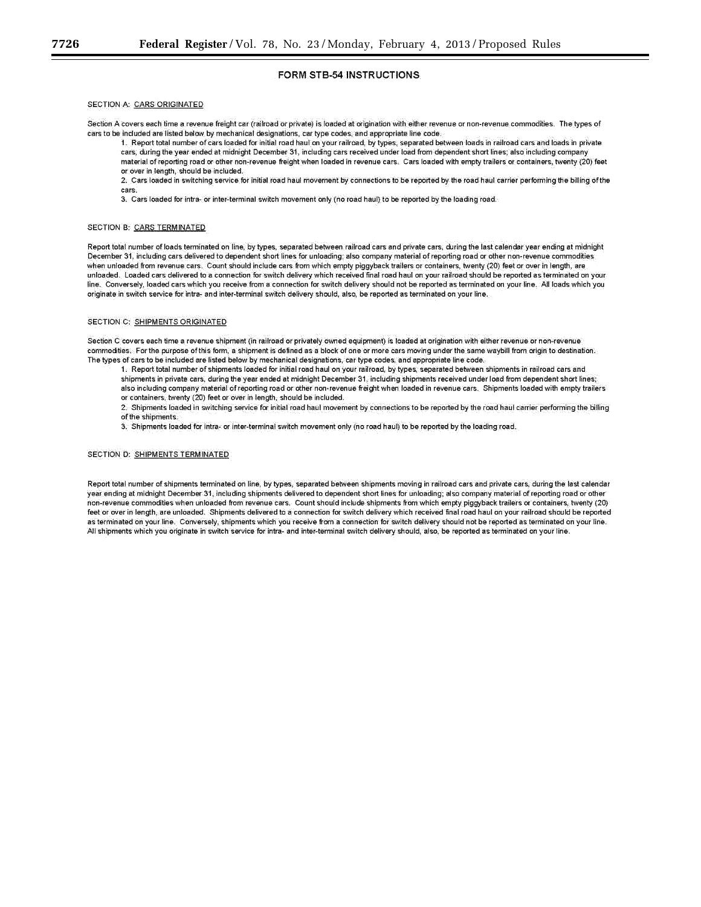# FORM STB-54 INSTRUCTIONS

SECTION A: CARS ORIGINATED

Section A covers each time a revenue freight car (railroad or private) is loaded at origination with either revenue or non-revenue commodities. The types of cars to be included are listed below by mechanical designations, car type codes, and appropriate line code.

1. Report total number of cars loaded for initial road haul on your railroad, by types, separated between loads in railroad cars and loads in private cars, during the year ended at midnight December 31, including cars received under load from dependent short lines; also including company material of reporting road or other non-revenue freight when loaded in revenue cars. Cars loaded with empty trailers or containers, twenty (20) feet or over in length, should be included.

2. Cars loaded in switching service for initial road haul movement by connections to be reported by the road haul carrier performing the billing of the cars.

3. Cars loaded for intra- or inter-terminal switch movement only (no road haul) to be reported by the loading road.

SECTION B: CARS TERMINATED

Report total number of loads terminated on line, by types, separated between railroad cars and private cars, during the last calendar year ending at midnight December 31, including cars delivered to dependent short lines for unloading; also company material of reporting road or other non-revenue commodities when unloaded from revenue cars. Count should include cars from which empty piggyback trailers or containers, twenty (20) feet or over in length, are unloaded. Loaded cars delivered to a connection for switch delivery which received final road haul on your railroad should be reported as terminated on your line. Conversely, loaded cars which you receive from a connection for switch delivery should not be reported as terminated on your line. All loads which you originate in switch service for intra- and inter-terminal switch delivery should, also, be reported as terminated on your line.

SECTION C: SHIPMENTS ORIGINATED

Section C covers each time a revenue shipment (in railroad or privately owned equipment) is loaded at origination with either revenue or non-revenue commodities. For the purpose of this form, a shipment is defined as a block of one or more cars moving under the same waybill from origin to destination. The types of cars to be included are listed below by mechanical designations, car type codes, and appropriate line code.

1. Report total number of shipments loaded for initial road haul on your railroad, by types, separated between shipments in railroad cars and shipments in private cars, during the year ended at midnight December 31, including shipments received under load from dependent short lines; also including company material of reporting road or other non-revenue freight when loaded in revenue cars. Shipments loaded with empty trailers or containers, twenty (20) feet or over in length, should be included.

2. Shipments loaded in switching service for initial road haul movement by connections to be reported by the road haul carrier performing the billing of the shipments.

3. Shipments loaded for intra- or inter-terminal switch movement only (no road haul) to be reported by the loading road.

SECTION D: SHIPMENTS TERMINATED

Report total number of shipments terminated on line, by types, separated between shipments moving in railroad cars and private cars, during the last calendar year ending at midnight December 31, including shipments delivered to dependent short lines for unloading; also company material of reporting road or other non-revenue commodities when unloaded from revenue cars. Count should include shipments from which empty piggyback trailers or containers, twenty (20) feet or over in length, are unloaded. Shipments delivered to a connection for switch delivery which received final road haul on your railroad should be reported as terminated on your line. Conversely, shipments which you receive from a connection for switch delivery should not be reported as terminated on your line. All shipments which you originate in switch service for intra- and inter-terminal switch delivery should, also, be reported as terminated on your line.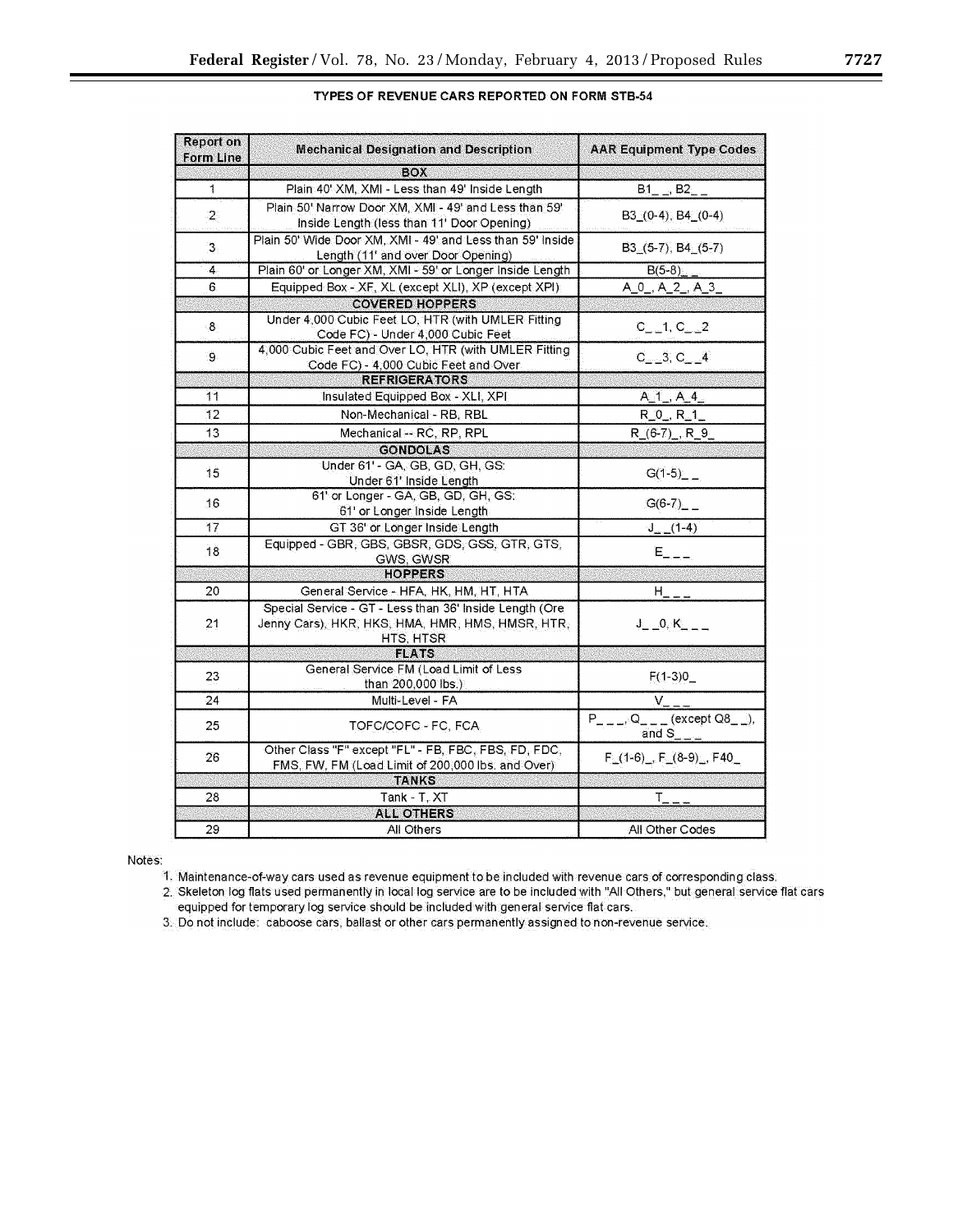**TYPES OF REVENUE CARS REPORTED ON FORM STB-54**

| Report on Form Line | Mechanical Designation and Description | AAR Equipment Type Codes |
|---|---|---|
| | **BOX** | |
| 1 | Plain 40' XM, XMI - Less than 49' Inside Length | B1_ _, B2_ _ |
| 2 | Plain 50' Narrow Door XM, XMI - 49' and Less than 59' Inside Length (less than 11' Door Opening) | B3_(0-4), B4_(0-4) |
| 3 | Plain 50' Wide Door XM, XMI - 49' and Less than 59' Inside Length (11' and over Door Opening) | B3_(5-7), B4_(5-7) |
| 4 | Plain 60' or Longer XM, XMI - 59' or Longer Inside Length | B(5-8)_ _ |
| 6 | Equipped Box - XF, XL (except XLI), XP (except XPI) | A_0_, A_2_, A_3_ |
| | **COVERED HOPPERS** | |
| 8 | Under 4,000 Cubic Feet LO, HTR (with UMLER Fitting Code FC) - Under 4,000 Cubic Feet | C_ _1, C_ _2 |
| 9 | 4,000 Cubic Feet and Over LO, HTR (with UMLER Fitting Code FC) - 4,000 Cubic Feet and Over | C_ _3, C_ _4 |
| | **REFRIGERATORS** | |
| 11 | Insulated Equipped Box - XLI, XPI | A_1_, A_4_ |
| 12 | Non-Mechanical - RB, RBL | R_0_, R_1_ |
| 13 | Mechanical -- RC, RP, RPL | R_(6-7)_, R_9_ |
| | **GONDOLAS** | |
| 15 | Under 61' - GA, GB, GD, GH, GS: Under 61' Inside Length | G(1-5)_ _ |
| 16 | 61' or Longer - GA, GB, GD, GH, GS: 61' or Longer Inside Length | G(6-7)_ _ |
| 17 | GT 36' or Longer Inside Length | J_ _(1-4) |
| 18 | Equipped - GBR, GBS, GBSR, GDS, GSS, GTR, GTS, GWS, GWSR | E_ _ _ |
| | **HOPPERS** | |
| 20 | General Service - HFA, HK, HM, HT, HTA | H_ _ _ |
| 21 | Special Service - GT - Less than 36' Inside Length (Ore Jenny Cars), HKR, HKS, HMA, HMR, HMS, HMSR, HTR, HTS, HTSR | J_ _0, K_ _ _ |
| | **FLATS** | |
| 23 | General Service FM (Load Limit of Less than 200,000 lbs.) | F(1-3)0_ |
| 24 | Multi-Level - FA | V_ _ _ |
| 25 | TOFC/COFC - FC, FCA | P_ _ _, Q_ _ _ (except Q8_ _), and S_ _ _ |
| 26 | Other Class "F" except "FL" - FB, FBC, FBS, FD, FDC, FMS, FW, FM (Load Limit of 200,000 lbs. and Over) | F_(1-6)_, F_(8-9)_, F40_ |
| | **TANKS** | |
| 28 | Tank - T, XT | T_ _ _ |
| | **ALL OTHERS** | |
| 29 | All Others | All Other Codes |

Notes:

1. Maintenance-of-way cars used as revenue equipment to be included with revenue cars of corresponding class.
2. Skeleton log flats used permanently in local log service are to be included with "All Others," but general service flat cars equipped for temporary log service should be included with general service flat cars.
3. Do not include: caboose cars, ballast or other cars permanently assigned to non-revenue service.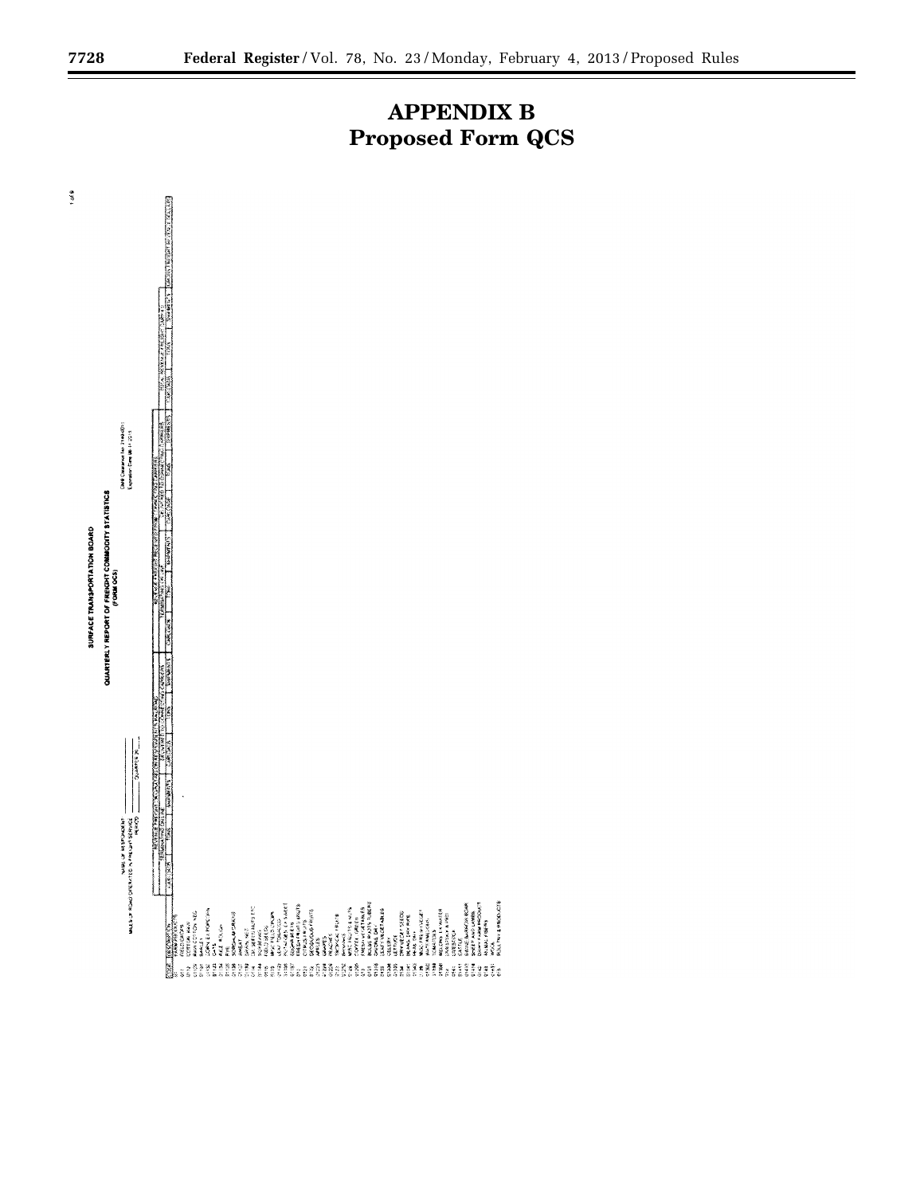# APPENDIX B

# Proposed Form QCS

SURFACE TRANSPORTATION BOARD

QUARTERLY REPORT OF FREIGHT COMMODITY STATISTICS

(FORM QCS)

NAME OF RESPONDENT ______

MILES OF ROAD OPERATED IN FREIGHT SERVICE ______

PERIOD ______ QUARTER 20__

OMB Control No. 2140-0001

Expiration Date 10-31-2013

| STCC | DESCRIPTION | REVENUE FREIGHT ORIGINATING ON RESPONDENT'S RAILROAD: TERMINATING ON LINE: CARLOADS | TONS | SHIPMENTS | DELIVERED TO CONNECTING CARRIERS: CARLOADS | TONS | SHIPMENTS | REVENUE FREIGHT RECEIVED FROM CONNECTING CARRIERS: TERMINATING ON LINE: CARLOADS | TONS | SHIPMENTS | DELIVERED TO CONNECTING CARRIERS: CARLOADS | TONS | SHIPMENTS | TOTAL REVENUE FREIGHT CARRIED: CARLOADS | TONS | SHIPMENTS | GROSS FREIGHT REVENUE (DOLLARS) |
|---|---|---|---|---|---|---|---|---|---|---|---|---|---|---|---|---|---|
| 01 | FARM PRODUCTS | | | | | | | | | | | | | | | | |
| 011 | FIELD CROPS | | | | | | | | | | | | | | | | |
| 0112 | COTTON RAW | | | | | | | | | | | | | | | | |
| 01129 | RAW COTTON NEC | | | | | | | | | | | | | | | | |
| 01131 | BARLEY | | | | | | | | | | | | | | | | |
| 01132 | CORN EXC POPCORN | | | | | | | | | | | | | | | | |
| 01133 | OATS | | | | | | | | | | | | | | | | |
| 01134 | RICE ROUGH | | | | | | | | | | | | | | | | |
| 01135 | RYE | | | | | | | | | | | | | | | | |
| 01136 | SORGHUM GRAINS | | | | | | | | | | | | | | | | |
| 01137 | WHEAT | | | | | | | | | | | | | | | | |
| 01139 | GRAIN NEC | | | | | | | | | | | | | | | | |
| 0114 | OIL KERNELS NUTS ETC | | | | | | | | | | | | | | | | |
| 01144 | SOYBEANS | | | | | | | | | | | | | | | | |
| 0115 | FIELD SEEDS | | | | | | | | | | | | | | | | |
| 0119 | MISC FIELD CROPS | | | | | | | | | | | | | | | | |
| 01191 | LEAF TOBACCO | | | | | | | | | | | | | | | | |
| 01195 | POTATOES EX SWEET | | | | | | | | | | | | | | | | |
| 01197 | SUGAR BEETS | | | | | | | | | | | | | | | | |
| 012 | FRESH FRUITS & NUTS | | | | | | | | | | | | | | | | |
| 0121 | CITRUS FRUITS | | | | | | | | | | | | | | | | |
| 0122 | DECIDUOUS FRUITS | | | | | | | | | | | | | | | | |
| 01223 | APPLES | | | | | | | | | | | | | | | | |
| 01224 | GRAPES | | | | | | | | | | | | | | | | |
| 01226 | PEACHES | | | | | | | | | | | | | | | | |
| 0123 | TROPICAL FRUITS | | | | | | | | | | | | | | | | |
| 01231 | BANANAS | | | | | | | | | | | | | | | | |
| 0129 | MISC FRUITS & NUTS | | | | | | | | | | | | | | | | |
| 01295 | COFFEE GREEN | | | | | | | | | | | | | | | | |
| 013 | FRESH VEGETABLES | | | | | | | | | | | | | | | | |
| 0131 | BULBS ROOTS TUBERS | | | | | | | | | | | | | | | | |
| 01318 | ONIONS DRY | | | | | | | | | | | | | | | | |
| 0133 | LEAFY VEGETABLES | | | | | | | | | | | | | | | | |
| 01332 | CELERY | | | | | | | | | | | | | | | | |
| 01335 | LETTUCE | | | | | | | | | | | | | | | | |
| 0134 | DRY RIPE SEEDS | | | | | | | | | | | | | | | | |
| 01341 | BEANS DRY RIPE | | | | | | | | | | | | | | | | |
| 01342 | PEAS DRY | | | | | | | | | | | | | | | | |
| 0139 | MISC FRESH VEGET | | | | | | | | | | | | | | | | |
| 01392 | MUSKMELONS | | | | | | | | | | | | | | | | |
| 01393 | TOMATOES | | | | | | | | | | | | | | | | |
| 01395 | MELONS EX WATER | | | | | | | | | | | | | | | | |
| 014 | LIVESTOCK & PROD | | | | | | | | | | | | | | | | |
| 0141 | LIVESTOCK | | | | | | | | | | | | | | | | |
| 01411 | CATTLE | | | | | | | | | | | | | | | | |
| 01413 | SWINE BARROW BOAR | | | | | | | | | | | | | | | | |
| 01414 | SHEEP AND LAMBS | | | | | | | | | | | | | | | | |
| 0142 | DAIRY FARM PRODUCT | | | | | | | | | | | | | | | | |
| 0143 | ANIMAL FIBERS | | | | | | | | | | | | | | | | |
| 01431 | WOOL | | | | | | | | | | | | | | | | |
| 015 | POULTRY & PRODUCTS | | | | | | | | | | | | | | | | |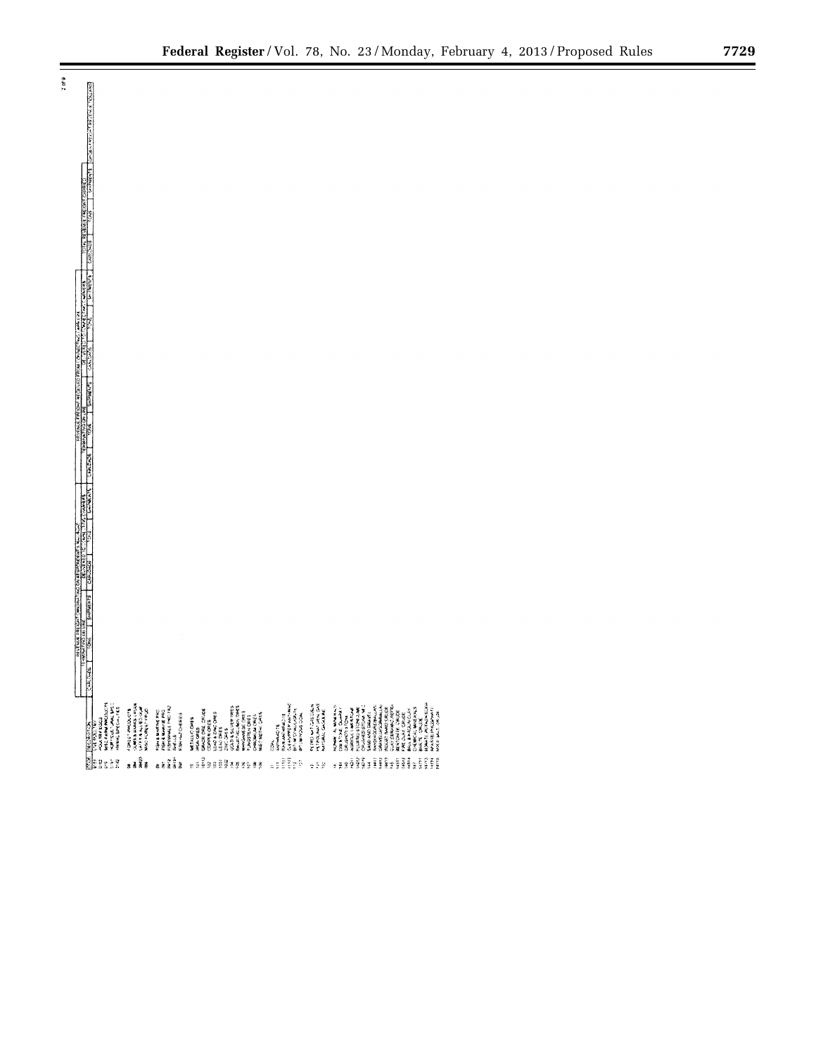| STCC | DESCRIPTION | REVENUE FREIGHT ORIGINATING ON RESPONDENT'S ROAD | | | | | | REVENUE FREIGHT RECEIVED FROM CONNECTING CARRIERS | | | | | | TOTAL REVENUE FREIGHT CARRIED | | | GROSS FREIGHT REVENUE (THOUSANDS) |
|---|---|---|---|---|---|---|---|---|---|---|---|---|---|---|---|---|---|
| | | TERMINATING ON LINE | | | DELIVERED TO CONNECTING CARRIERS | | | TERMINATING ON LINE | | | DELIVERED TO CONNECTING CARRIERS | | | | | | |
| | | CARLOADS | TONS | SHIPMENTS | CARLOADS | TONS | SHIPMENTS | CARLOADS | TONS | SHIPMENTS | CARLOADS | TONS | SHIPMENTS | CARLOADS | TONS | SHIPMENTS | |
| 0151 | LIVE POULTRY | | | | | | | | | | | | | | | | |
| 0152 | POULTRY EGGS | | | | | | | | | | | | | | | | |
| 019 | MISC FARM PRODUCTS | | | | | | | | | | | | | | | | |
| 0191 | HORTICULTURAL SPEC | | | | | | | | | | | | | | | | |
| 0192 | ANIMAL SPECIALTIES | | | | | | | | | | | | | | | | |
| 08 | FOREST PRODUCTS | | | | | | | | | | | | | | | | |
| 084 | GUMS & BARKS & ROSIN | | | | | | | | | | | | | | | | |
| 0843 | LATEX & SAP & SYRUP | | | | | | | | | | | | | | | | |
| 086 | MISC FOREST PROD | | | | | | | | | | | | | | | | |
| 09 | FISH & MARINE PRO | | | | | | | | | | | | | | | | |
| 091 | FISH & MARINE PRO | | | | | | | | | | | | | | | | |
| 0912 | FISH FRESH | | | | | | | | | | | | | | | | |
| 0913 | SHELLFISH | | | | | | | | | | | | | | | | |
| 098 | FISH HATCHERIES | | | | | | | | | | | | | | | | |
| 10 | METALLIC ORES | | | | | | | | | | | | | | | | |
| 101 | IRON ORES | | | | | | | | | | | | | | | | |
| 10112 | GRADE ORE CRUDE | | | | | | | | | | | | | | | | |
| 102 | COPPER ORES | | | | | | | | | | | | | | | | |
| 103 | LEAD & ZINC ORES | | | | | | | | | | | | | | | | |
| 1031 | LEAD ORES | | | | | | | | | | | | | | | | |
| 1032 | ZINC ORES | | | | | | | | | | | | | | | | |
| 104 | GOLD & SILVER ORES | | | | | | | | | | | | | | | | |
| 105 | BAUXITE ALUMIN ORES | | | | | | | | | | | | | | | | |
| 106 | MANGANESE ORES | | | | | | | | | | | | | | | | |
| 107 | TUNGSTEN ORES | | | | | | | | | | | | | | | | |
| 108 | CHROMIUM ORES | | | | | | | | | | | | | | | | |
| 109 | MISC METAL ORES | | | | | | | | | | | | | | | | |
| 11 | COAL | | | | | | | | | | | | | | | | |
| 111 | ANTHRACITE | | | | | | | | | | | | | | | | |
| 1111 | ANTHRACITE | | | | | | | | | | | | | | | | |
| 11112 | CLEAN/PREP ANTHRAC | | | | | | | | | | | | | | | | |
| 112 | BITUMINOUS COAL | | | | | | | | | | | | | | | | |
| 121 | BITUMINOUS COAL | | | | | | | | | | | | | | | | |
| 13 | PETROLEUM/NAT GAS CRUD | | | | | | | | | | | | | | | | |
| 131 | PETROLEUM/NATURAL GAS | | | | | | | | | | | | | | | | |
| 132 | NATURAL GASOLINE | | | | | | | | | | | | | | | | |
| 14 | NONMETAL MINERALS | | | | | | | | | | | | | | | | |
| 141 | DIMENSION STONE QUARRY | | | | | | | | | | | | | | | | |
| 142 | CRUSHED STONE | | | | | | | | | | | | | | | | |
| 1421 | CRUSHED STONE | | | | | | | | | | | | | | | | |
| 14212 | CRUSHED STONE | | | | | | | | | | | | | | | | |
| 14219 | CRUSHED STONE NEC | | | | | | | | | | | | | | | | |
| 144 | SAND AND GRAVEL | | | | | | | | | | | | | | | | |
| 1441 | SAND/GRAVEL | | | | | | | | | | | | | | | | |
| 14412 | GRAVEL/SAND | | | | | | | | | | | | | | | | |
| 14413 | INDUST SAND CRUDE | | | | | | | | | | | | | | | | |
| 145 | CLAY CERAMIC REFRAC | | | | | | | | | | | | | | | | |
| 14511 | BENTONITE CRUDE | | | | | | | | | | | | | | | | |
| 14512 | FIRE CLAY CRUDE | | | | | | | | | | | | | | | | |
| 14514 | BALL & KAOLIN CLAY | | | | | | | | | | | | | | | | |
| 147 | CHEMICAL MINERALS | | | | | | | | | | | | | | | | |
| 14711 | BARYTE CRUDE | | | | | | | | | | | | | | | | |
| 14713 | BORATE/POTASH/SODA | | | | | | | | | | | | | | | | |
| 14714 | PHOSPHATE ROCK | | | | | | | | | | | | | | | | |
| 14715 | ROCK SALT CRUDE | | | | | | | | | | | | | | | | |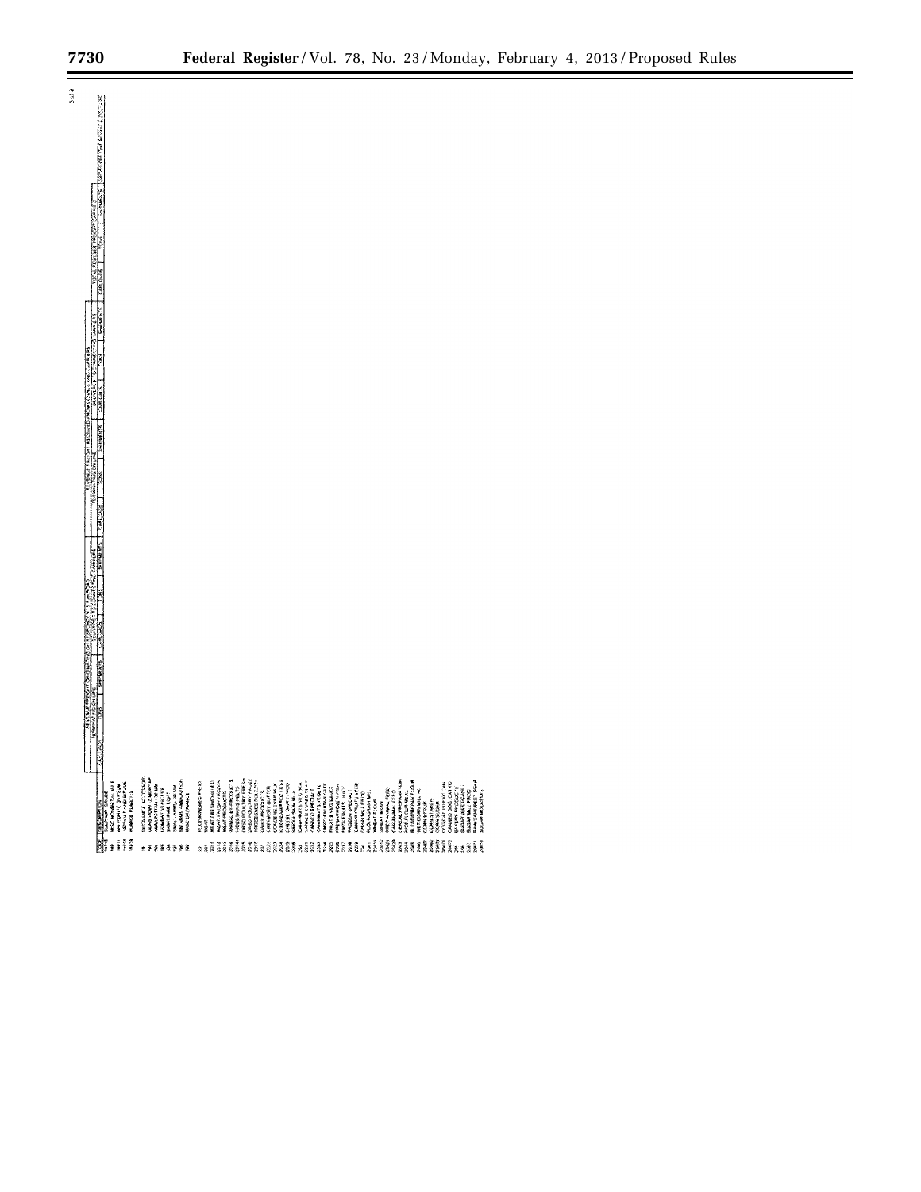| CODE | DESCRIPTION | REVENUE FREIGHT ORIGINATING ON RESPONDENT'S ROAD | | | | | | REVENUE FREIGHT RECEIVED FROM CONNECTING CARRIERS | | | | | | TOTAL REVENUE FREIGHT CARRIED | | | GROSS FREIGHT REVENUE (DOLLARS) |
|---|---|---|---|---|---|---|---|---|---|---|---|---|---|---|---|---|---|
| | | TERMINATING ON LINE | | | DELIVERED TO CONNECTING CARRIERS | | | TERMINATING ON LINE | | | DELIVERED TO CONNECTING CARRIERS | | | | | | |
| | | CARLOADS | TONS | SHIPMENTS | CARLOADS | TONS | SHIPMENTS | CARLOADS | TONS | SHIPMENTS | CARLOADS | TONS | SHIPMENTS | CARLOADS | TONS | SHIPMENTS | |
| 14918 | SULPHUR CRUDE | | | | | | | | | | | | | | | | |
| 14919 | SULPHUR LIQUID | | | | | | | | | | | | | | | | |
| 1491 | ANHYDRITE GYPSUM | | | | | | | | | | | | | | | | |
| 1492 | ASPHALT ROCK NATURAL | | | | | | | | | | | | | | | | |
| 1493 | PUMICE | | | | | | | | | | | | | | | | |
| 19 | ORDNANCE & ACCESSORIES | | | | | | | | | | | | | | | | |
| 191 | GUNS HOWITZERS MORTARS | | | | | | | | | | | | | | | | |
| 192 | AMMUNITION OVER 30 MM | | | | | | | | | | | | | | | | |
| 193 | COMBAT VEHICLES | | | | | | | | | | | | | | | | |
| 194 | SIGHTING & FIRE CONT | | | | | | | | | | | | | | | | |
| 195 | SMALL ARMS 30 MM | | | | | | | | | | | | | | | | |
| 196 | SM ARMS AMMUNITION | | | | | | | | | | | | | | | | |
| 199 | MISC ORDNANCE | | | | | | | | | | | | | | | | |
| 20 | FOOD OR KINDRED PROD | | | | | | | | | | | | | | | | |
| 201 | MEAT | | | | | | | | | | | | | | | | |
| 2011 | MEAT FRESH CHILLED | | | | | | | | | | | | | | | | |
| 2012 | MEAT FRESH FROZEN | | | | | | | | | | | | | | | | |
| 2013 | MEAT PRODUCTS | | | | | | | | | | | | | | | | |
| 2014 | ANIMAL BY-PRODUCTS | | | | | | | | | | | | | | | | |
| 20141 | HIDES SKINS PELTS | | | | | | | | | | | | | | | | |
| 2015 | DRESSED POULTRY FRESH | | | | | | | | | | | | | | | | |
| 2016 | DRESSED POULTRY FROZEN | | | | | | | | | | | | | | | | |
| 2017 | PROCESSED POULTRY EGGS | | | | | | | | | | | | | | | | |
| 202 | DAIRY PRODUCTS | | | | | | | | | | | | | | | | |
| 2021 | CREAMERY BUTTER | | | | | | | | | | | | | | | | |
| 2023 | CONDENSED EVAP MILK | | | | | | | | | | | | | | | | |
| 2024 | ICE CREAM FROZEN DESS | | | | | | | | | | | | | | | | |
| 2025 | CHEESE SPECIAL PROD | | | | | | | | | | | | | | | | |
| 2026 | PROCESSED MILK | | | | | | | | | | | | | | | | |
| 203 | CANNED FRUITS VEG ETC | | | | | | | | | | | | | | | | |
| 2031 | CANNED CURED SEA FD | | | | | | | | | | | | | | | | |
| 2032 | CANNED SPECIALTIES | | | | | | | | | | | | | | | | |
| 2033 | CANNED FRUITS VEG | | | | | | | | | | | | | | | | |
| 2034 | DRIED FRUITS VEG | | | | | | | | | | | | | | | | |
| 2035 | PICKLED FRUITS SAUCE | | | | | | | | | | | | | | | | |
| 2036 | FRESH FROZEN FISH | | | | | | | | | | | | | | | | |
| 2037 | FROZEN FRUITS JUICE | | | | | | | | | | | | | | | | |
| 2038 | FROZEN SPECIALTIES | | | | | | | | | | | | | | | | |
| 2039 | CANNED FRUITS VEG NEC | | | | | | | | | | | | | | | | |
| 204 | GRAIN MILL PROD | | | | | | | | | | | | | | | | |
| 2041 | FLOUR GRAIN MILL | | | | | | | | | | | | | | | | |
| 20411 | WHEAT FLOUR | | | | | | | | | | | | | | | | |
| 20412 | WHEAT BRAN | | | | | | | | | | | | | | | | |
| 2042 | PREP ANIMAL FEED | | | | | | | | | | | | | | | | |
| 20423 | CANN ANIMAL FEED | | | | | | | | | | | | | | | | |
| 2043 | CEREAL PREPARATIONS | | | | | | | | | | | | | | | | |
| 2044 | RICE FLOUR MEAL | | | | | | | | | | | | | | | | |
| 2045 | BLENDED PREP FLOUR | | | | | | | | | | | | | | | | |
| 2046 | WET CORN MILLING | | | | | | | | | | | | | | | | |
| 20462 | CORN SYRUP | | | | | | | | | | | | | | | | |
| 20463 | CORN STARCH | | | | | | | | | | | | | | | | |
| 20464 | CORN SUGAR | | | | | | | | | | | | | | | | |
| 20471 | CANNED DOG CAT FD | | | | | | | | | | | | | | | | |
| 205 | BAKERY PRODUCTS | | | | | | | | | | | | | | | | |
| 206 | SUGAR REFINING | | | | | | | | | | | | | | | | |
| 2061 | SUGAR MILL PROD | | | | | | | | | | | | | | | | |
| 20611 | RAW CANE SUGAR | | | | | | | | | | | | | | | | |
| 20619 | SUGAR MOLASSES | | | | | | | | | | | | | | | | |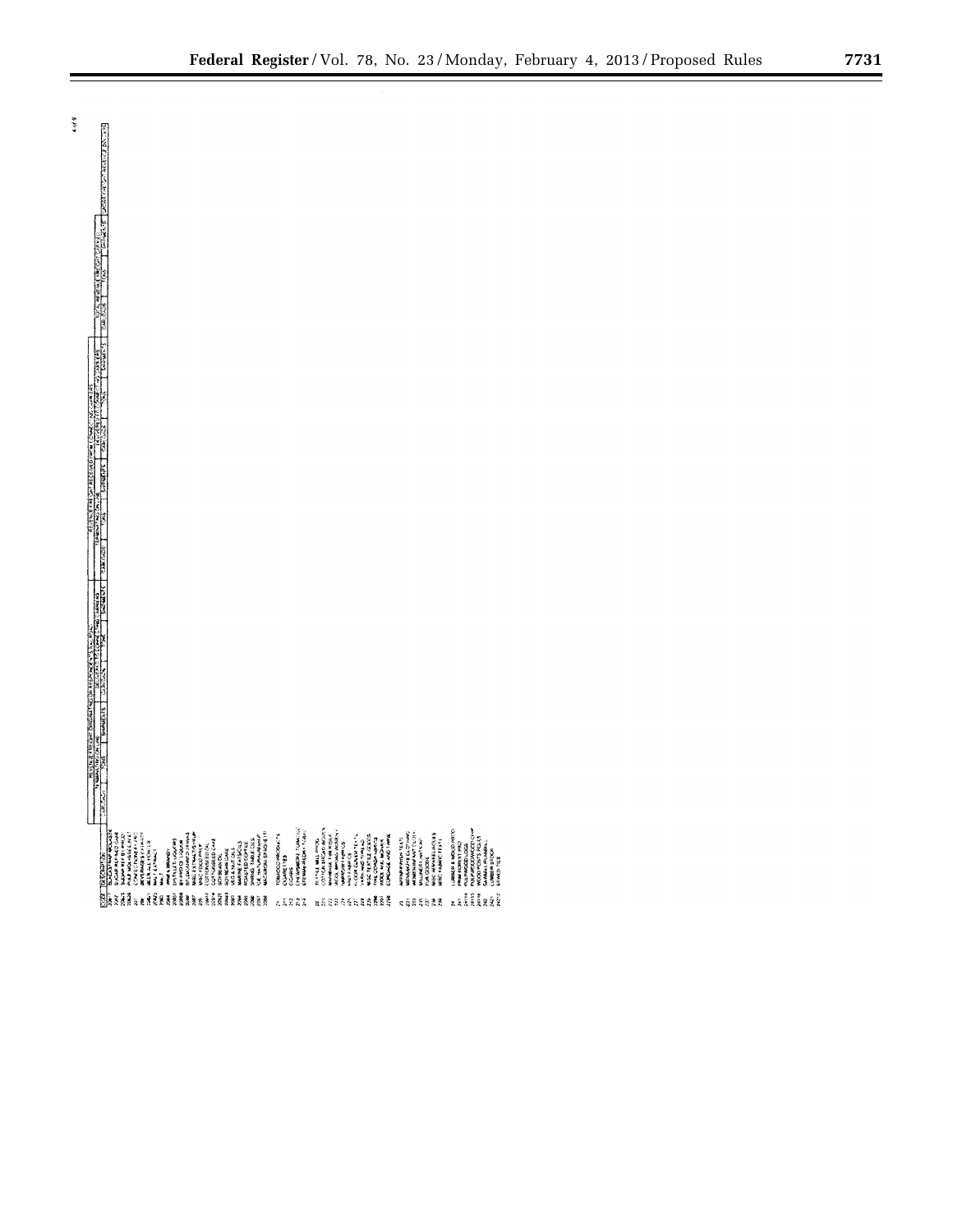| CODE | DESCRIPTION | REVENUE FREIGHT ORIGINATING ON RESPONDENT'S ROAD: TERMINATING ON RESPONDENT'S ROAD | | | DELIVERED TO CONNECTING RAIL CARRIERS | | | REVENUE FREIGHT RECEIVED FROM CONNECTING RAIL CARRIERS: TERMINATING ON RESPONDENT'S ROAD | | | DELIVERED TO CONNECTING RAIL CARRIERS | | | TOTAL REVENUE FREIGHT CARRIED | | |
|---|---|---|---|---|---|---|---|---|---|---|---|---|---|---|---|---|
| | | CARLOADS | TONS | SHIPMENTS | CARLOADS | TONS | SHIPMENTS | CARLOADS | TONS | SHIPMENTS | CARLOADS | TONS | SHIPMENTS | CARLOADS | TONS | SHIPMENTS |
| 2061 | BLACKSTRAP MOLASSES | | | | | | | | | | | | | | | |
| 2062 | SUGAR REFIN PROD | | | | | | | | | | | | | | | |
| 2063 | SUGAR BEET PROD | | | | | | | | | | | | | | | |
| 20638 | BEET MOLASSES EXT | | | | | | | | | | | | | | | |
| 207 | CONFECTIONERY ETC | | | | | | | | | | | | | | | |
| 208 | BEVERAGES & EXTRACT | | | | | | | | | | | | | | | |
| 2082 | MALT LIQUORS | | | | | | | | | | | | | | | |
| 20821 | MALT EXTRACT | | | | | | | | | | | | | | | |
| 2083 | MALT | | | | | | | | | | | | | | | |
| 2084 | WINES BRANDY | | | | | | | | | | | | | | | |
| 2085 | DISTILLED LIQUORS | | | | | | | | | | | | | | | |
| 20859 | BY-PROD LIQUOR | | | | | | | | | | | | | | | |
| 2086 | SOFT DRINKS/CARB WATER | | | | | | | | | | | | | | | |
| 2087 | MISC FLAVORING EXTRACTS/SYRUP | | | | | | | | | | | | | | | |
| 209 | MISC FOOD PREP | | | | | | | | | | | | | | | |
| 2091 | COTTONSEED OIL | | | | | | | | | | | | | | | |
| 20914 | COTTONSEED CAKE | | | | | | | | | | | | | | | |
| 20921 | SOYBEAN OIL | | | | | | | | | | | | | | | |
| 20923 | SOYBEAN CAKE | | | | | | | | | | | | | | | |
| 2093 | VEG OILS ETC | | | | | | | | | | | | | | | |
| 2094 | MARINE FATS/OILS | | | | | | | | | | | | | | | |
| 2095 | ROASTED COFFEE | | | | | | | | | | | | | | | |
| 2096 | SHORTENING TABLE OILS | | | | | | | | | | | | | | | |
| 2097 | ICE NATURAL/MANUF | | | | | | | | | | | | | | | |
| 2098 | MACARONI SPAGHETTI | | | | | | | | | | | | | | | |
| 21 | TOBACCO PRODUCTS | | | | | | | | | | | | | | | |
| 211 | CIGARETTES | | | | | | | | | | | | | | | |
| 212 | CIGARS | | | | | | | | | | | | | | | |
| 213 | CHEWING/SMOKING TOBACCO | | | | | | | | | | | | | | | |
| 214 | STEMMED/REDRIED TOBACCO | | | | | | | | | | | | | | | |
| 22 | TEXTILE MILL PROD | | | | | | | | | | | | | | | |
| 221 | COTTON BROAD WOVEN | | | | | | | | | | | | | | | |
| 222 | MANMADE FIBER WOVEN | | | | | | | | | | | | | | | |
| 223 | WOOL BROAD WOVEN | | | | | | | | | | | | | | | |
| 224 | NARROW FABRICS | | | | | | | | | | | | | | | |
| 225 | KNIT FABRICS | | | | | | | | | | | | | | | |
| 227 | FLOOR COVER TEXTS | | | | | | | | | | | | | | | |
| 228 | YARN AND THREAD | | | | | | | | | | | | | | | |
| 229 | MISC TEXTILE GOODS | | | | | | | | | | | | | | | |
| 2296 | TIRE CORD/FABRICS | | | | | | | | | | | | | | | |
| 2297 | WOOL AND HAIR WASTE | | | | | | | | | | | | | | | |
| 2298 | CORDAGE AND TWINE | | | | | | | | | | | | | | | |
| 23 | APPAREL/FINISH TEXTS | | | | | | | | | | | | | | | |
| 231 | MEN/BOYS CLOTHING | | | | | | | | | | | | | | | |
| 233 | WOMEN/MISS CLOTHING | | | | | | | | | | | | | | | |
| 235 | MILLINERY/HATS/CAPS | | | | | | | | | | | | | | | |
| 237 | FUR GOODS | | | | | | | | | | | | | | | |
| 238 | MISC APPAREL/ACCESS | | | | | | | | | | | | | | | |
| 239 | MISC FABRIC TEXTS | | | | | | | | | | | | | | | |
| 24 | LUMBER & WOOD PROD | | | | | | | | | | | | | | | |
| 241 | PRIM FOREST PROD | | | | | | | | | | | | | | | |
| 24113 | PULPWOOD LOGS | | | | | | | | | | | | | | | |
| 24114 | PULPWOOD/WOOD CHIP | | | | | | | | | | | | | | | |
| 24116 | WOOD POSTS POLES | | | | | | | | | | | | | | | |
| 242 | SAWMILL/PLANING | | | | | | | | | | | | | | | |
| 2421 | LUMBER STOCK | | | | | | | | | | | | | | | |
| 24217 | SAWED TIES | | | | | | | | | | | | | | | |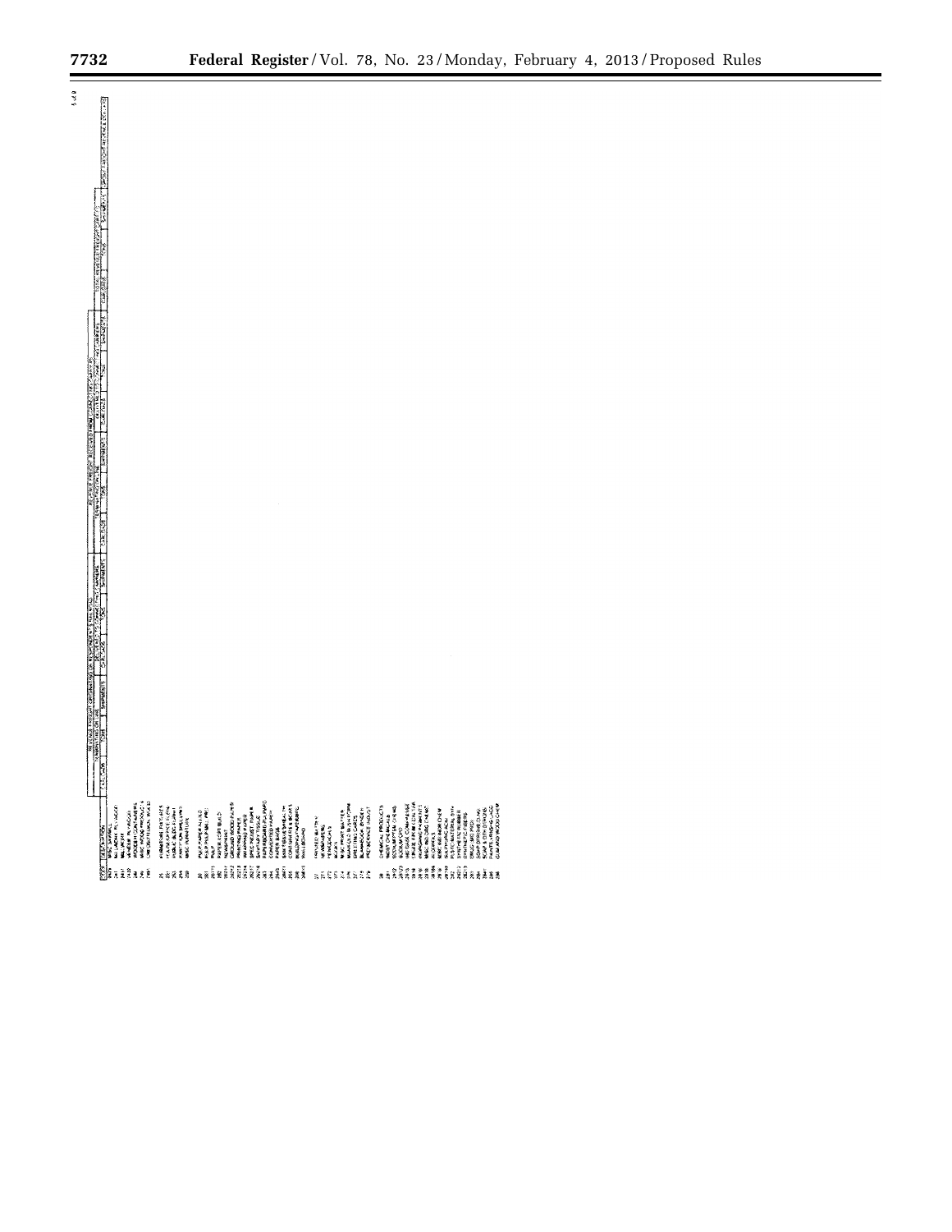| CODE | DESCRIPTION | REVENUE FREIGHT ORIGINATING ON RESPONDENT'S RAILROAD | | | | | | REVENUE FREIGHT RECEIVED FROM CONNECTING CARRIERS | | | | | | TOTAL REVENUE FREIGHT CARRIED | | | GROSS FREIGHT REVENUE (DOLLARS) |
|---|---|---|---|---|---|---|---|---|---|---|---|---|---|---|---|---|---|
| | | TERMINATING ON LINE | | | DELIVERED TO CONNECTING CARRIERS | | | TERMINATING ON LINE | | | DELIVERED TO CONNECTING CARRIERS | | | | | | |
| | | CARLOADS | TONS | SHIPMENTS | CARLOADS | TONS | SHIPMENTS | CARLOADS | TONS | SHIPMENTS | CARLOADS | TONS | SHIPMENTS | CARLOADS | TONS | SHIPMENTS | |
| 2429 | MISC SAWMILL | | | | | | | | | | | | | | | | |
| 243 | MILLWORK PLYWOOD | | | | | | | | | | | | | | | | |
| 2431 | MILLWORK | | | | | | | | | | | | | | | | |
| 2432 | VENEER PLYWOOD | | | | | | | | | | | | | | | | |
| 244 | WOODEN CONTAINERS | | | | | | | | | | | | | | | | |
| 249 | MISC WOOD PRODUCTS | | | | | | | | | | | | | | | | |
| 2491 | TREATED WOOD PRODUCTS | | | | | | | | | | | | | | | | |
| 25 | FURNITURE FIXTURES | | | | | | | | | | | | | | | | |
| 251 | HOUSEHOLD FURNITURE | | | | | | | | | | | | | | | | |
| 253 | PUBLIC BLDG FURNITURE | | | | | | | | | | | | | | | | |
| 254 | PARTITION SHELVING | | | | | | | | | | | | | | | | |
| 259 | MISC FURNITURE | | | | | | | | | | | | | | | | |
| 26 | PULP PAPER ALLIED | | | | | | | | | | | | | | | | |
| 261 | PULP PAPER MILL PROD | | | | | | | | | | | | | | | | |
| 26111 | PULP | | | | | | | | | | | | | | | | |
| 262 | PAPER EXCEPT BUILD | | | | | | | | | | | | | | | | |
| 26211 | NEWSPRINT | | | | | | | | | | | | | | | | |
| 26212 | GROUNDWOOD PAPER | | | | | | | | | | | | | | | | |
| 26213 | PRINTING PAPER | | | | | | | | | | | | | | | | |
| 26214 | WRAPPING PAPER | | | | | | | | | | | | | | | | |
| 26217 | SPEC INDUST PAPER | | | | | | | | | | | | | | | | |
| 26218 | SANITARY TISSUE | | | | | | | | | | | | | | | | |
| 263 | FIBERBOARD PAPERBOARD | | | | | | | | | | | | | | | | |
| 264 | CONVERTED PAPER | | | | | | | | | | | | | | | | |
| 2643 | PAPER BAGS | | | | | | | | | | | | | | | | |
| 2651 | SANITARY FOOD CONTAINERS | | | | | | | | | | | | | | | | |
| 265 | CONTAINERS BOXES | | | | | | | | | | | | | | | | |
| 266 | BUILDING PAPERBOARD | | | | | | | | | | | | | | | | |
| 26613 | WALLBOARD | | | | | | | | | | | | | | | | |
| 27 | PRINTED MATTER | | | | | | | | | | | | | | | | |
| 271 | NEWSPAPERS | | | | | | | | | | | | | | | | |
| 272 | PERIODICALS | | | | | | | | | | | | | | | | |
| 273 | BOOKS | | | | | | | | | | | | | | | | |
| 274 | MISC PRINT MATTER | | | | | | | | | | | | | | | | |
| 276 | MANIFOLD BUSN FORMS | | | | | | | | | | | | | | | | |
| 277 | GREETING CARDS | | | | | | | | | | | | | | | | |
| 278 | BLANKBOOK BINDER | | | | | | | | | | | | | | | | |
| 279 | PRT SERVICE INDUST | | | | | | | | | | | | | | | | |
| 28 | CHEMICAL PRODUCTS | | | | | | | | | | | | | | | | |
| 281 | INDUST CHEMICALS | | | | | | | | | | | | | | | | |
| 2812 | SODIUM POTASH CHEMS | | | | | | | | | | | | | | | | |
| 28125 | SODIUM CHLOR | | | | | | | | | | | | | | | | |
| 2813 | INDUST GAS COMPRESSED | | | | | | | | | | | | | | | | |
| 2814 | CRUDE PRODUCTS COAL TAR | | | | | | | | | | | | | | | | |
| 2816 | INORGANIC PIGMENTS | | | | | | | | | | | | | | | | |
| 2818 | MISC IND ORG CHEMS | | | | | | | | | | | | | | | | |
| 28184 | ALCOHOLS | | | | | | | | | | | | | | | | |
| 2819 | MISC IND INOR CHEM | | | | | | | | | | | | | | | | |
| 28193 | SULPHURIC ACID | | | | | | | | | | | | | | | | |
| 282 | PLASTIC MATERIAL SYN | | | | | | | | | | | | | | | | |
| 2822 | SYNTHETIC RUBBER | | | | | | | | | | | | | | | | |
| 28213 | SYNTHETIC FIBERS | | | | | | | | | | | | | | | | |
| 283 | DRUGS | | | | | | | | | | | | | | | | |
| 284 | SOAP DETERGENTS | | | | | | | | | | | | | | | | |
| 2841 | SOAP & OTH DTRGNTS | | | | | | | | | | | | | | | | |
| 285 | PAINTS VARNISH LAQ | | | | | | | | | | | | | | | | |
| 286 | GUM AND WOOD CHEM | | | | | | | | | | | | | | | | |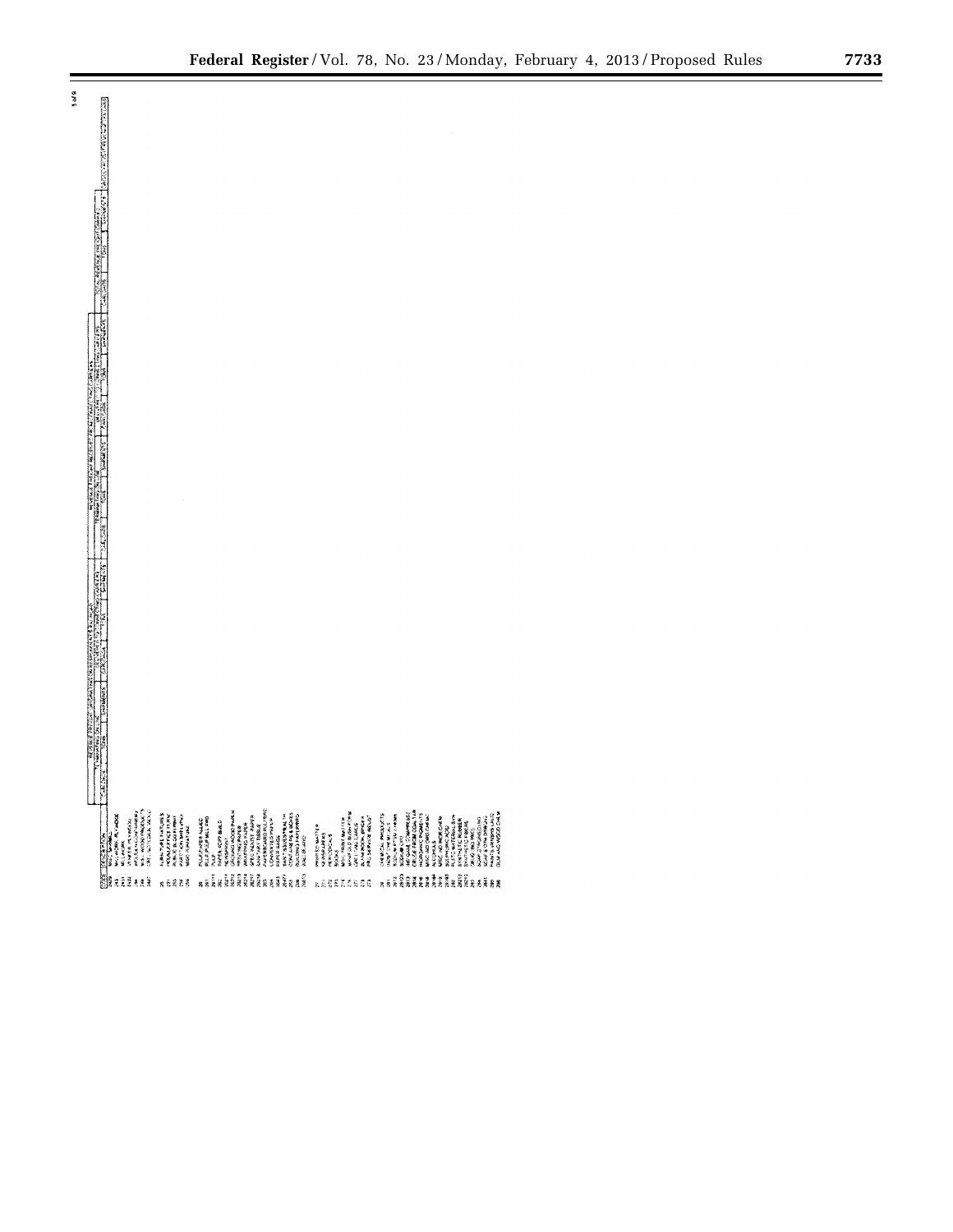| Code | Description | Revenue Freight Originating on Respondent's Road | | | Revenue Freight Received from Connecting Carriers | | | Total Revenue Freight Carried | | | Gross Freight Revenue |
|---|---|---|---|---|---|---|---|---|---|---|---|
| | | Carloads | Tons | Shipments | Carloads | Tons | Shipments | Carloads | Tons | Shipments | |
| 2429 | MISC SAWMILL | | | | | | | | | | |
| 243 | MILLWORK, PLYWOOD | | | | | | | | | | |
| 2431 | MILLWORK | | | | | | | | | | |
| 2432 | VENEER & PLYWOOD | | | | | | | | | | |
| 244 | WOODEN CONTAINERS | | | | | | | | | | |
| 249 | MISC WOOD PRODUCTS | | | | | | | | | | |
| 2491 | TREATED WOOD | | | | | | | | | | |
| 25 | FURNITURE & FIXTURES | | | | | | | | | | |
| 251 | HOUSEHOLD FURNITURE | | | | | | | | | | |
| 252 | OFFICE FURNITURE | | | | | | | | | | |
| 253 | PUBLIC BLDG FURNITURE | | | | | | | | | | |
| 254 | PARTITION SHELVING | | | | | | | | | | |
| 259 | MISC FURNITURE | | | | | | | | | | |
| 26 | PULP PAPER ALLIED | | | | | | | | | | |
| 261 | PULP (PULP MILL PRD) | | | | | | | | | | |
| 26111 | PULP | | | | | | | | | | |
| 262 | PAPER, EXCEPT BLDG | | | | | | | | | | |
| 26211 | NEWSPRINT | | | | | | | | | | |
| 26212 | GROUNDWOOD PAPER | | | | | | | | | | |
| 26213 | PRINTING PAPER | | | | | | | | | | |
| 26214 | WRAPPING PAPER | | | | | | | | | | |
| 26215 | SPECIAL INDUSTRIAL PAPER | | | | | | | | | | |
| 26216 | SANITARY TISSUE | | | | | | | | | | |
| 263 | PAPERBOARD, PULPBOARD | | | | | | | | | | |
| 264 | CONVERTED PAPER | | | | | | | | | | |
| 2643 | PAPER BAGS | | | | | | | | | | |
| 2647 | SANITARY PAPERS | | | | | | | | | | |
| 265 | CONTAINERS & BOXES | | | | | | | | | | |
| 266 | BUILDING PAPER | | | | | | | | | | |
| 26613 | WALLBOARD | | | | | | | | | | |
| 27 | PRINTED MATTER | | | | | | | | | | |
| 271 | NEWSPAPERS | | | | | | | | | | |
| 272 | PERIODICALS | | | | | | | | | | |
| 273 | BOOKS | | | | | | | | | | |
| 274 | MISC PRINTED MATTER | | | | | | | | | | |
| 276 | MANIFOLD BUSINESS FORMS | | | | | | | | | | |
| 277 | GREETING CARDS | | | | | | | | | | |
| 278 | BLANKBOOK, BINDER | | | | | | | | | | |
| 279 | PRINTING SERVICE INDUST | | | | | | | | | | |
| 28 | CHEMICAL PRODUCTS | | | | | | | | | | |
| 281 | INDUSTRIAL CHEMICALS | | | | | | | | | | |
| 2812 | SODIUM ALKALIES | | | | | | | | | | |
| 28123 | SODIUM | | | | | | | | | | |
| 2813 | IND GASES, COMPRESSED | | | | | | | | | | |
| 2814 | CRUDE FROM COAL TAR | | | | | | | | | | |
| 2816 | INORGANIC PIGMENTS | | | | | | | | | | |
| 2818 | MISC IND ORG CHEM | | | | | | | | | | |
| 28184 | ALCOHOLS | | | | | | | | | | |
| 2819 | MISC IND INORG CHEM | | | | | | | | | | |
| 28193 | SULPHURIC ACID | | | | | | | | | | |
| 282 | PLASTIC MATERIAL SYN | | | | | | | | | | |
| 2821 | SYNTHETIC RUBBER | | | | | | | | | | |
| 2823 | SYNTHETIC FIBERS | | | | | | | | | | |
| 283 | DRUGS | | | | | | | | | | |
| 284 | SOAP, CLEANING | | | | | | | | | | |
| 2841 | SOAP & OTHER DETERG | | | | | | | | | | |
| 285 | PAINTS, VARNISHES, LACQ | | | | | | | | | | |
| 286 | GUM AND WOOD CHEM | | | | | | | | | | |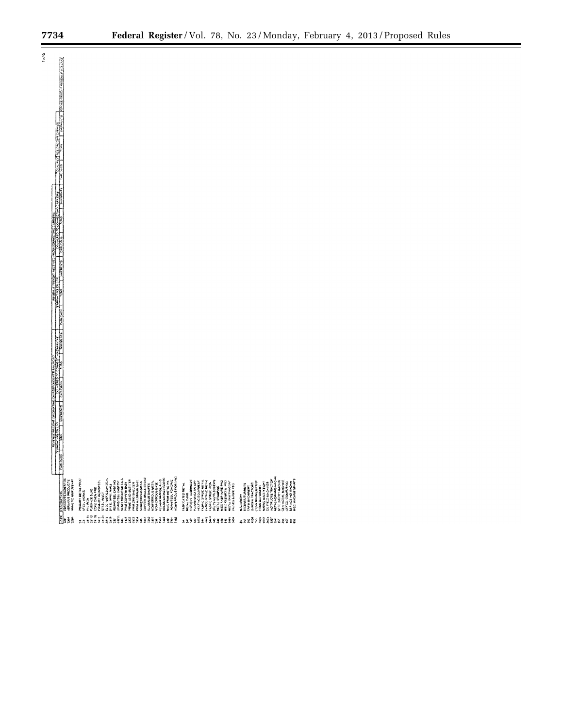| Code | Description | Revenue freight originating on respondent's railroad: Terminated on line | | | Revenue freight originating on respondent's railroad: Delivered to connecting carriers | | | Revenue freight received from connecting carriers: Terminated on line | | | Revenue freight received from connecting carriers: Delivered to connecting carriers | | | Revenue freight bridge traffic | | | Gross freight revenue (dollars) |
|---|---|---|---|---|---|---|---|---|---|---|---|---|---|---|---|---|---|
| | | Carloads | Tons | Shipments | Carloads | Tons | Shipments | Carloads | Tons | Shipments | Carloads | Tons | Shipments | Carloads | Tons | Shipments | |
| 329 | ABRASIVES ASBESTOS | | | | | | | | | | | | | | | | |
| 3291 | ABRASIVE PRODUCTS | | | | | | | | | | | | | | | | |
| 3295 | NONMETALLIC MINERALS | | | | | | | | | | | | | | | | |
| 33 | PRIMARY METAL PROD | | | | | | | | | | | | | | | | |
| 331 | STEEL WORKS | | | | | | | | | | | | | | | | |
| 3311 | PIG IRON | | | | | | | | | | | | | | | | |
| 33112 | FURNACE SLAG | | | | | | | | | | | | | | | | |
| 33119 | COKE OVEN PROD | | | | | | | | | | | | | | | | |
| 3312 | PRIMARY IRON/STEEL | | | | | | | | | | | | | | | | |
| 33121 | STEEL INGOT | | | | | | | | | | | | | | | | |
| 3313 | ELECTROMETALLURGICAL | | | | | | | | | | | | | | | | |
| 3315 | STEEL WIRE, NAILS | | | | | | | | | | | | | | | | |
| 332 | IRON/STEEL CASTINGS | | | | | | | | | | | | | | | | |
| 3321 | IRON/STEEL CASTINGS | | | | | | | | | | | | | | | | |
| 333 | PRIM NONFERROUS METALS | | | | | | | | | | | | | | | | |
| 3331 | PRIM COPPER SMELT | | | | | | | | | | | | | | | | |
| 3332 | PRIM LEAD SMELTER | | | | | | | | | | | | | | | | |
| 3333 | PRIM ZINC SMELTER | | | | | | | | | | | | | | | | |
| 3334 | PRIM ALUMINUM SMEL | | | | | | | | | | | | | | | | |
| 335 | NONFERROUS METAL | | | | | | | | | | | | | | | | |
| 3351 | COPPER BRASS BRONZE | | | | | | | | | | | | | | | | |
| 3352 | ALUMINUM SHEETS | | | | | | | | | | | | | | | | |
| 3357 | NONFERROUS WIRE | | | | | | | | | | | | | | | | |
| 336 | NONFERROUS CASTINGS | | | | | | | | | | | | | | | | |
| 3361 | ALUMINUM CASTINGS | | | | | | | | | | | | | | | | |
| 3362 | BRASS BRONZE COPPER | | | | | | | | | | | | | | | | |
| 339 | MISC PRIMARY METAL PR | | | | | | | | | | | | | | | | |
| 3391 | IRON/STEEL FORGINGS | | | | | | | | | | | | | | | | |
| 3392 | NONFERROUS FORGINGS | | | | | | | | | | | | | | | | |
| 34 | FABRICATED METAL | | | | | | | | | | | | | | | | |
| 341 | METAL CANS | | | | | | | | | | | | | | | | |
| 342 | CUTLERY HARDWARE | | | | | | | | | | | | | | | | |
| 343 | PLUMBING/HEATING APP | | | | | | | | | | | | | | | | |
| 3433 | HEATING EQUIPMENT | | | | | | | | | | | | | | | | |
| 344 | FABRIC STRUC METAL | | | | | | | | | | | | | | | | |
| 3441 | FABRIC STRUC METAL | | | | | | | | | | | | | | | | |
| 3443 | FABRIC PLATE WORK | | | | | | | | | | | | | | | | |
| 345 | BOLTS NUTS SCREWS | | | | | | | | | | | | | | | | |
| 346 | METAL STAMPINGS | | | | | | | | | | | | | | | | |
| 348 | MISC FABR WIRE PROD | | | | | | | | | | | | | | | | |
| 349 | MISC FABR METAL PROD | | | | | | | | | | | | | | | | |
| 3491 | METAL SHIPPING CONT | | | | | | | | | | | | | | | | |
| 3494 | VALVES & PIPE FTG | | | | | | | | | | | | | | | | |
| 35 | MACHINERY | | | | | | | | | | | | | | | | |
| 351 | ENGINES/TURBINES | | | | | | | | | | | | | | | | |
| 352 | FARM MACHINERY | | | | | | | | | | | | | | | | |
| 3524 | GARDEN TRACTORS | | | | | | | | | | | | | | | | |
| 353 | CONST MINING MACHIN | | | | | | | | | | | | | | | | |
| 3531 | CONS MACHINERY | | | | | | | | | | | | | | | | |
| 3532 | MINING MACH EQPT | | | | | | | | | | | | | | | | |
| 3533 | OIL FIELD MACHINER | | | | | | | | | | | | | | | | |
| 3537 | IND TRUCKS TRACTOR | | | | | | | | | | | | | | | | |
| 354 | METALWORKING MACHIN | | | | | | | | | | | | | | | | |
| 355 | SPEC IND MACHINERY | | | | | | | | | | | | | | | | |
| 356 | GEN INDSTRL MACHINE | | | | | | | | | | | | | | | | |
| 357 | OFFICE COMPUTING | | | | | | | | | | | | | | | | |
| 358 | SERVICE IND MACHIN | | | | | | | | | | | | | | | | |
| 359 | MISC MACHINERY PARTS | | | | | | | | | | | | | | | | |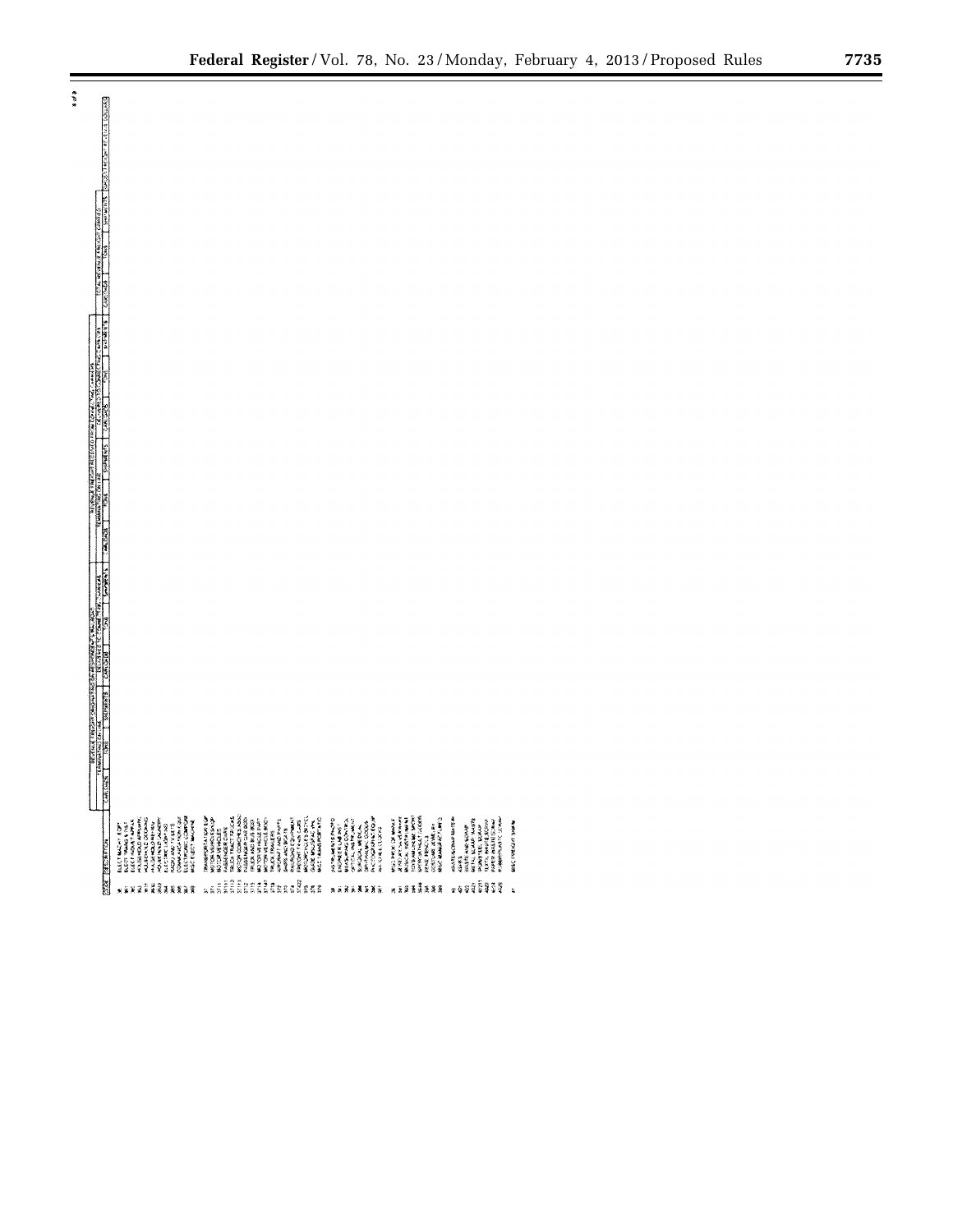| CODE | DESCRIPTION | REVENUE FREIGHT ORIGINATING ON RESPONDENT'S ROAD | | | | | | REVENUE FREIGHT RECEIVED FROM CONNECTING RAIL CARRIERS | | | | | | TOTAL REVENUE FREIGHT CARRIED | | | GROSS FREIGHT REVENUE (DOLLARS) |
|---|---|---|---|---|---|---|---|---|---|---|---|---|---|---|---|---|---|
| | | TERMINATED ON LINE | | | DELIVERED TO CONNECTING RAIL CARRIER | | | TERMINATED ON LINE | | | DELIVERED TO CONNECTING RAIL CARRIER | | | | | | |
| | | CARLOADS | TONS | SHIPMENTS | CARLOADS | TONS | SHIPMENTS | CARLOADS | TONS | SHIPMENTS | CARLOADS | TONS | SHIPMENTS | CARLOADS | TONS | SHIPMENTS | |
| 36 | ELECT MACHY & EQPT | | | | | | | | | | | | | | | | |
| 361 | ELECT TRANSM EQPT | | | | | | | | | | | | | | | | |
| 362 | ELECT INDUST APPAR | | | | | | | | | | | | | | | | |
| 363 | HOUSEHOLD APPLIAN | | | | | | | | | | | | | | | | |
| 3631 | HOUSEHOLD COOKING | | | | | | | | | | | | | | | | |
| 3632 | HOUSEHOLD REFRIG | | | | | | | | | | | | | | | | |
| 3633 | HOUSEHOLD LAUNDRY | | | | | | | | | | | | | | | | |
| 364 | ELECTRIC LIGHTING | | | | | | | | | | | | | | | | |
| 365 | RADIO AND TV SETS | | | | | | | | | | | | | | | | |
| 366 | COMMUNICATION EQUIP | | | | | | | | | | | | | | | | |
| 367 | ELECTRONIC COMPONE | | | | | | | | | | | | | | | | |
| 369 | MISC ELECT MACHINE | | | | | | | | | | | | | | | | |
| 37 | TRANSPORTATION EQP | | | | | | | | | | | | | | | | |
| 371 | MOTOR VEHICLES&EQP | | | | | | | | | | | | | | | | |
| 3711 | MOTOR VEHICLES | | | | | | | | | | | | | | | | |
| 37111 | PASSENGER CARS | | | | | | | | | | | | | | | | |
| 37112 | TRUCK TRACTOR CARS | | | | | | | | | | | | | | | | |
| 37113 | MOTOR COACHES AMB | | | | | | | | | | | | | | | | |
| 3712 | PASSENGER CAR BODY | | | | | | | | | | | | | | | | |
| 3713 | TRUCK AND BUS BODY | | | | | | | | | | | | | | | | |
| 3714 | MOTOR VEHICLE PART | | | | | | | | | | | | | | | | |
| 37141 | MOTOR VEHICLE BODY | | | | | | | | | | | | | | | | |
| 3715 | TRUCK TRAILERS | | | | | | | | | | | | | | | | |
| 372 | AIRCRAFT AND PARTS | | | | | | | | | | | | | | | | |
| 373 | SHIPS AND BOATS | | | | | | | | | | | | | | | | |
| 374 | RAILROAD EQUIPMENT | | | | | | | | | | | | | | | | |
| 37422 | FREIGHT TRAIN CARS | | | | | | | | | | | | | | | | |
| 375 | MOTORCYCLES BICYCL | | | | | | | | | | | | | | | | |
| 376 | GUIDE MISSILE, SPAC | | | | | | | | | | | | | | | | |
| 379 | MISC TRANSPORT EQP | | | | | | | | | | | | | | | | |
| 38 | INSTRUMENTS PHOTO | | | | | | | | | | | | | | | | |
| 381 | ENGINEER LAB INST | | | | | | | | | | | | | | | | |
| 382 | MEASURING, CONTROL | | | | | | | | | | | | | | | | |
| 383 | OPTICAL INSTRUMENT | | | | | | | | | | | | | | | | |
| 384 | SURGICAL MEDICAL | | | | | | | | | | | | | | | | |
| 385 | OPHTHALMIC GOODS | | | | | | | | | | | | | | | | |
| 386 | PHOTOGRAPHIC EQUIP | | | | | | | | | | | | | | | | |
| 387 | WATCHES CLOCKS | | | | | | | | | | | | | | | | |
| 39 | MISC PRDS OF MANUF | | | | | | | | | | | | | | | | |
| 391 | JEWELRY SILVERWARE | | | | | | | | | | | | | | | | |
| 393 | MUSICAL INSTRUMENT | | | | | | | | | | | | | | | | |
| 394 | TOYS AMUSEMENT SPORT | | | | | | | | | | | | | | | | |
| 3949 | SPORT ATHLET GOODS | | | | | | | | | | | | | | | | |
| 395 | PENS ARTIST SUPPLS | | | | | | | | | | | | | | | | |
| 396 | COSTUME JEWELRY | | | | | | | | | | | | | | | | |
| 399 | MISC MANUFACTURED | | | | | | | | | | | | | | | | |
| 40 | WASTE/SCRAP MATERIAL | | | | | | | | | | | | | | | | |
| 401 | ASHES | | | | | | | | | | | | | | | | |
| 402 | WASTE AND SCRAP | | | | | | | | | | | | | | | | |
| 4021 | METAL SCRAP WASTE | | | | | | | | | | | | | | | | |
| 40211 | IRON/STEEL SCRAP | | | | | | | | | | | | | | | | |
| 4022 | TEXTILE WASTE SCRAP | | | | | | | | | | | | | | | | |
| 4024 | PAPER WASTE SCRAP | | | | | | | | | | | | | | | | |
| 4026 | RUBBER/PLASTIC SCRAP | | | | | | | | | | | | | | | | |
| 41 | MISC FREIGHT SHPM | | | | | | | | | | | | | | | | |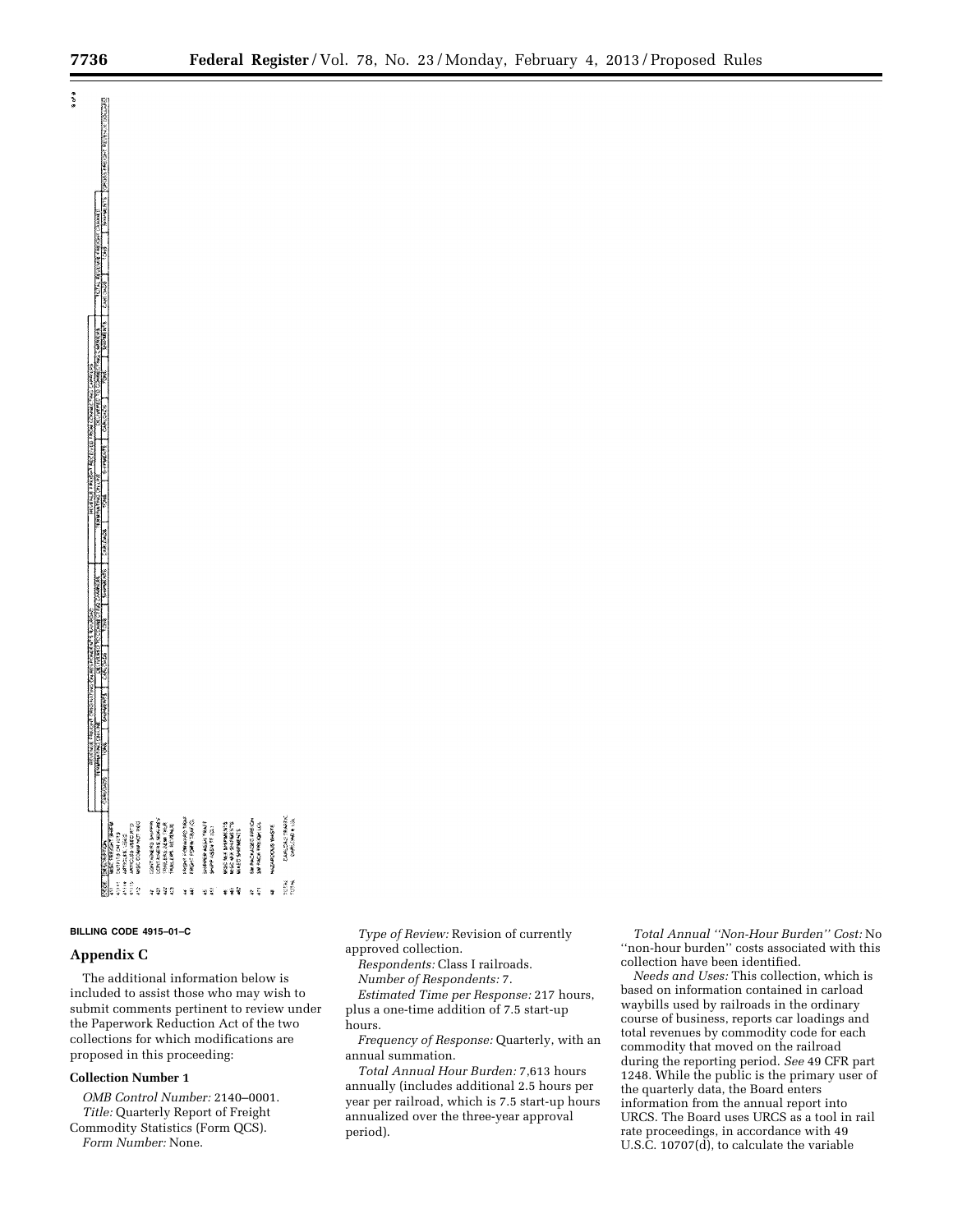| CODE | DESCRIPTION | REVENUE FREIGHT ORIGINATING ON RESPONDENT'S RAILROAD | | | | | | REVENUE FREIGHT RECEIVED FROM CONNECTING CARRIERS | | | | | | TOTAL REVENUE FREIGHT CARRIED | | | GROSS FREIGHT REVENUE (DOLLARS) |
|---|---|---|---|---|---|---|---|---|---|---|---|---|---|---|---|---|---|
| | | TERMINATING ON LINE | | | DELIVERED TO CONNECTING CARRIERS | | | TERMINATING ON LINE | | | DELIVERED TO CONNECTING CARRIERS | | | | | | |
| | | CARLOADS | TONS | SHIPMENTS | CARLOADS | TONS | SHIPMENTS | CARLOADS | TONS | SHIPMENTS | CARLOADS | TONS | SHIPMENTS | CARLOADS | TONS | SHIPMENTS | |
| 411 | NEW FREIGHT SHIPM | | | | | | | | | | | | | | | | |
| 41111 | | | | | | | | | | | | | | | | | |
| 41119 | | | | | | | | | | | | | | | | | |
| 41115 | | | | | | | | | | | | | | | | | |
| 412 | MISC COMM NOT PKG | | | | | | | | | | | | | | | | |
| 42 | CONTAINERS SHIPPING | | | | | | | | | | | | | | | | |
| 421 | | | | | | | | | | | | | | | | | |
| 422 | TRAILERS | | | | | | | | | | | | | | | | |
| 423 | | | | | | | | | | | | | | | | | |
| 44 | FREIGHT FORWARDER TRAFFIC | | | | | | | | | | | | | | | | |
| 441 | | | | | | | | | | | | | | | | | |
| 45 | SHIPPER ASSN TRAFFIC | | | | | | | | | | | | | | | | |
| 451 | | | | | | | | | | | | | | | | | |
| 46 | MISC MIX SHIPMENTS | | | | | | | | | | | | | | | | |
| 461 | | | | | | | | | | | | | | | | | |
| 462 | MIXED SHIPMENTS | | | | | | | | | | | | | | | | |
| 47 | SM PACKAGED FREIGHT | | | | | | | | | | | | | | | | |
| 471 | | | | | | | | | | | | | | | | | |
| 48 | HAZARDOUS WASTE | | | | | | | | | | | | | | | | |
| TOTAL | CARLOAD TRAFFIC | | | | | | | | | | | | | | | | |
| TOTAL | CARLOAD & LCL | | | | | | | | | | | | | | | | |

**BILLING CODE 4915–01–C**

## Appendix C

The additional information below is included to assist those who may wish to submit comments pertinent to review under the Paperwork Reduction Act of the two collections for which modifications are proposed in this proceeding:

### Collection Number 1

*OMB Control Number:* 2140–0001.

*Title:* Quarterly Report of Freight Commodity Statistics (Form QCS).

*Form Number:* None.

*Type of Review:* Revision of currently approved collection.

*Respondents:* Class I railroads.

*Number of Respondents:* 7.

*Estimated Time per Response:* 217 hours, plus a one-time addition of 7.5 start-up hours.

*Frequency of Response:* Quarterly, with an annual summation.

*Total Annual Hour Burden:* 7,613 hours annually (includes additional 2.5 hours per year per railroad, which is 7.5 start-up hours annualized over the three-year approval period).

*Total Annual "Non-Hour Burden" Cost:* No "non-hour burden" costs associated with this collection have been identified.

*Needs and Uses:* This collection, which is based on information contained in carload waybills used by railroads in the ordinary course of business, reports car loadings and total revenues by commodity code for each commodity that moved on the railroad during the reporting period. *See* 49 CFR part 1248. While the public is the primary user of the quarterly data, the Board enters information from the annual report into URCS. The Board uses URCS as a tool in rail rate proceedings, in accordance with 49 U.S.C. 10707(d), to calculate the variable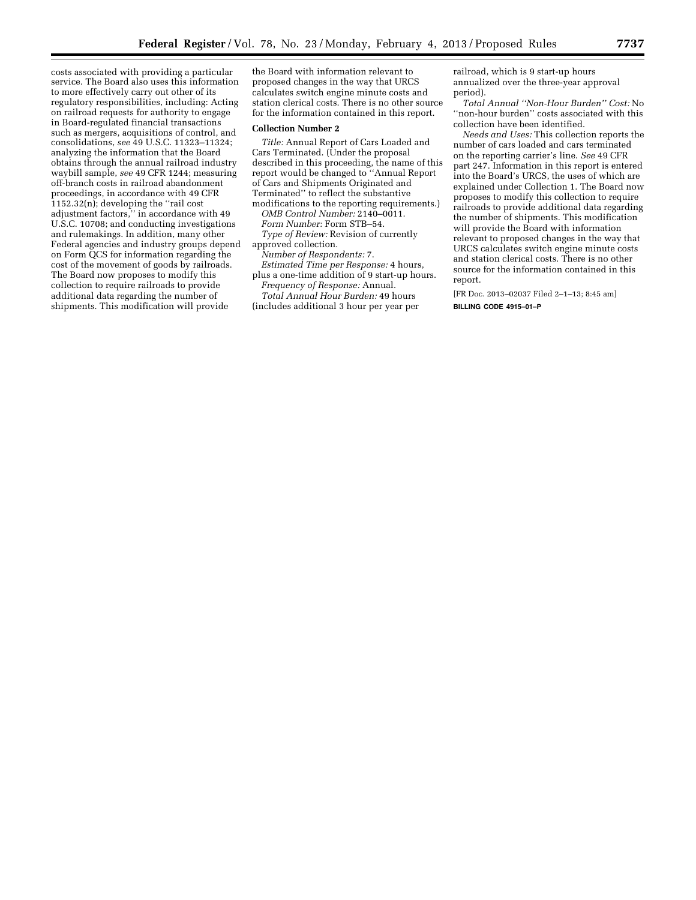costs associated with providing a particular service. The Board also uses this information to more effectively carry out other of its regulatory responsibilities, including: Acting on railroad requests for authority to engage in Board-regulated financial transactions such as mergers, acquisitions of control, and consolidations, *see* 49 U.S.C. 11323–11324; analyzing the information that the Board obtains through the annual railroad industry waybill sample, *see* 49 CFR 1244; measuring off-branch costs in railroad abandonment proceedings, in accordance with 49 CFR 1152.32(n); developing the ''rail cost adjustment factors,'' in accordance with 49 U.S.C. 10708; and conducting investigations and rulemakings. In addition, many other Federal agencies and industry groups depend on Form QCS for information regarding the cost of the movement of goods by railroads. The Board now proposes to modify this collection to require railroads to provide additional data regarding the number of shipments. This modification will provide the Board with information relevant to proposed changes in the way that URCS calculates switch engine minute costs and station clerical costs. There is no other source for the information contained in this report.

**Collection Number 2**

*Title:* Annual Report of Cars Loaded and Cars Terminated. (Under the proposal described in this proceeding, the name of this report would be changed to ''Annual Report of Cars and Shipments Originated and Terminated'' to reflect the substantive modifications to the reporting requirements.)

*OMB Control Number:* 2140–0011.

*Form Number:* Form STB–54.

*Type of Review:* Revision of currently approved collection.

*Number of Respondents:* 7.

*Estimated Time per Response:* 4 hours, plus a one-time addition of 9 start-up hours.

*Frequency of Response:* Annual.

*Total Annual Hour Burden:* 49 hours (includes additional 3 hour per year per railroad, which is 9 start-up hours annualized over the three-year approval period).

*Total Annual ''Non-Hour Burden'' Cost:* No ''non-hour burden'' costs associated with this collection have been identified.

*Needs and Uses:* This collection reports the number of cars loaded and cars terminated on the reporting carrier's line. *See* 49 CFR part 247. Information in this report is entered into the Board's URCS, the uses of which are explained under Collection 1. The Board now proposes to modify this collection to require railroads to provide additional data regarding the number of shipments. This modification will provide the Board with information relevant to proposed changes in the way that URCS calculates switch engine minute costs and station clerical costs. There is no other source for the information contained in this report.

[FR Doc. 2013–02037 Filed 2–1–13; 8:45 am]

**BILLING CODE 4915–01–P**